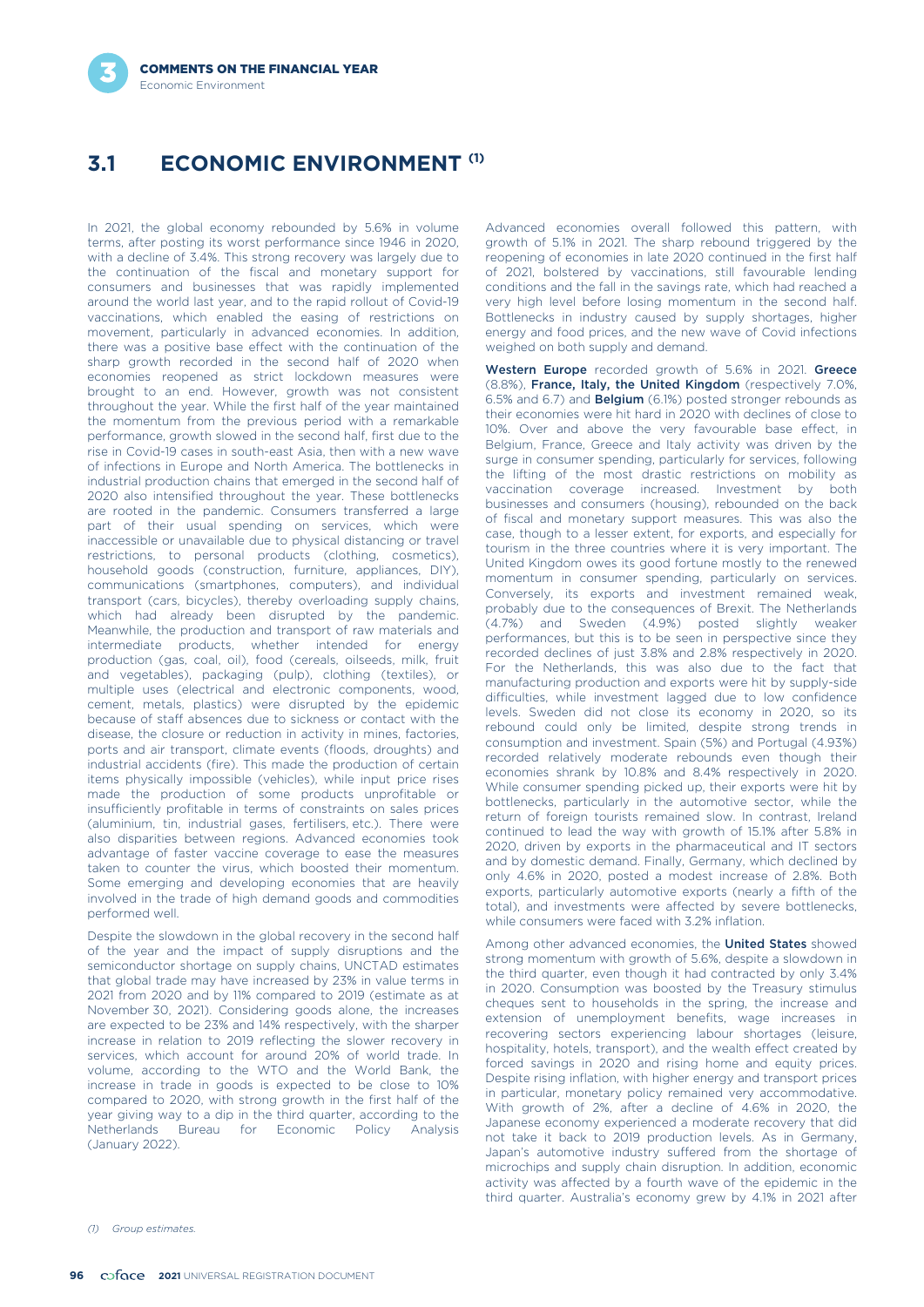## 3.1 ECONOMIC ENVIRONMENT [(1)]

In 2021, the global economy rebounded by 5.6% in volume terms, after posting its worst performance since 1946 in 2020, with a decline of 3.4%. This strong recovery was largely due to the continuation of the fiscal and monetary support for consumers and businesses that was rapidly implemented around the world last year, and to the rapid rollout of Covid-19 vaccinations, which enabled the easing of restrictions on movement, particularly in advanced economies. In addition, there was a positive base effect with the continuation of the sharp growth recorded in the second half of 2020 when economies reopened as strict lockdown measures were brought to an end. However, growth was not consistent throughout the year. While the first half of the year maintained the momentum from the previous period with a remarkable performance, growth slowed in the second half, first due to the rise in Covid-19 cases in south-east Asia, then with a new wave of infections in Europe and North America. The bottlenecks in industrial production chains that emerged in the second half of 2020 also intensified throughout the year. These bottlenecks are rooted in the pandemic. Consumers transferred a large part of their usual spending on services, which were inaccessible or unavailable due to physical distancing or travel restrictions, to personal products (clothing, cosmetics), household goods (construction, furniture, appliances, DIY), communications (smartphones, computers), and individual transport (cars, bicycles), thereby overloading supply chains, which had already been disrupted by the pandemic. Meanwhile, the production and transport of raw materials and intermediate products, whether intended for energy production (gas, coal, oil), food (cereals, oilseeds, milk, fruit and vegetables), packaging (pulp), clothing (textiles), or multiple uses (electrical and electronic components, wood, cement, metals, plastics) were disrupted by the epidemic because of staff absences due to sickness or contact with the disease, the closure or reduction in activity in mines, factories, ports and air transport, climate events (floods, droughts) and industrial accidents (fire). This made the production of certain items physically impossible (vehicles), while input price rises made the production of some products unprofitable or insufficiently profitable in terms of constraints on sales prices (aluminium, tin, industrial gases, fertilisers, etc.). There were also disparities between regions. Advanced economies took advantage of faster vaccine coverage to ease the measures taken to counter the virus, which boosted their momentum. Some emerging and developing economies that are heavily involved in the trade of high demand goods and commodities performed well.

Despite the slowdown in the global recovery in the second half of the year and the impact of supply disruptions and the semiconductor shortage on supply chains, UNCTAD estimates that global trade may have increased by 23% in value terms in 2021 from 2020 and by 11% compared to 2019 (estimate as at November 30, 2021). Considering goods alone, the increases are expected to be 23% and 14% respectively, with the sharper increase in relation to 2019 reflecting the slower recovery in services, which account for around 20% of world trade. In volume, according to the WTO and the World Bank, the increase in trade in goods is expected to be close to 10% compared to 2020, with strong growth in the first half of the year giving way to a dip in the third quarter, according to the Netherlands Bureau for Economic Policy Analysis (January 2022).

Advanced economies overall followed this pattern, with growth of 5.1% in 2021. The sharp rebound triggered by the reopening of economies in late 2020 continued in the first half of 2021, bolstered by vaccinations, still favourable lending conditions and the fall in the savings rate, which had reached a very high level before losing momentum in the second half. Bottlenecks in industry caused by supply shortages, higher energy and food prices, and the new wave of Covid infections weighed on both supply and demand.

**Western Europe** recorded growth of 5.6% in 2021. **Greece** (8.8%), **France, Italy, the United Kingdom** (respectively 7.0%, 6.5% and 6.7) and **Belgium** (6.1%) posted stronger rebounds as their economies were hit hard in 2020 with declines of close to 10%. Over and above the very favourable base effect, in Belgium, France, Greece and Italy activity was driven by the surge in consumer spending, particularly for services, following the lifting of the most drastic restrictions on mobility as vaccination coverage increased. Investment by both businesses and consumers (housing), rebounded on the back of fiscal and monetary support measures. This was also the case, though to a lesser extent, for exports, and especially for tourism in the three countries where it is very important. The United Kingdom owes its good fortune mostly to the renewed momentum in consumer spending, particularly on services. Conversely, its exports and investment remained weak, probably due to the consequences of Brexit. The Netherlands (4.7%) and Sweden (4.9%) posted slightly weaker performances, but this is to be seen in perspective since they recorded declines of just 3.8% and 2.8% respectively in 2020. For the Netherlands, this was also due to the fact that manufacturing production and exports were hit by supply-side difficulties, while investment lagged due to low confidence levels. Sweden did not close its economy in 2020, so its rebound could only be limited, despite strong trends in consumption and investment. Spain (5%) and Portugal (4.93%) recorded relatively moderate rebounds even though their economies shrank by 10.8% and 8.4% respectively in 2020. While consumer spending picked up, their exports were hit by bottlenecks, particularly in the automotive sector, while the return of foreign tourists remained slow. In contrast, Ireland continued to lead the way with growth of 15.1% after 5.8% in 2020, driven by exports in the pharmaceutical and IT sectors and by domestic demand. Finally, Germany, which declined by only 4.6% in 2020, posted a modest increase of 2.8%. Both exports, particularly automotive exports (nearly a fifth of the total), and investments were affected by severe bottlenecks, while consumers were faced with 3.2% inflation.

Among other advanced economies, the **United States** showed strong momentum with growth of 5.6%, despite a slowdown in the third quarter, even though it had contracted by only 3.4% in 2020. Consumption was boosted by the Treasury stimulus cheques sent to households in the spring, the increase and extension of unemployment benefits, wage increases in recovering sectors experiencing labour shortages (leisure, hospitality, hotels, transport), and the wealth effect created by forced savings in 2020 and rising home and equity prices. Despite rising inflation, with higher energy and transport prices in particular, monetary policy remained very accommodative. With growth of 2%, after a decline of 4.6% in 2020, the Japanese economy experienced a moderate recovery that did not take it back to 2019 production levels. As in Germany, Japan's automotive industry suffered from the shortage of microchips and supply chain disruption. In addition, economic activity was affected by a fourth wave of the epidemic in the third quarter. Australia's economy grew by 4.1% in 2021 after

*(1) Group estimates.*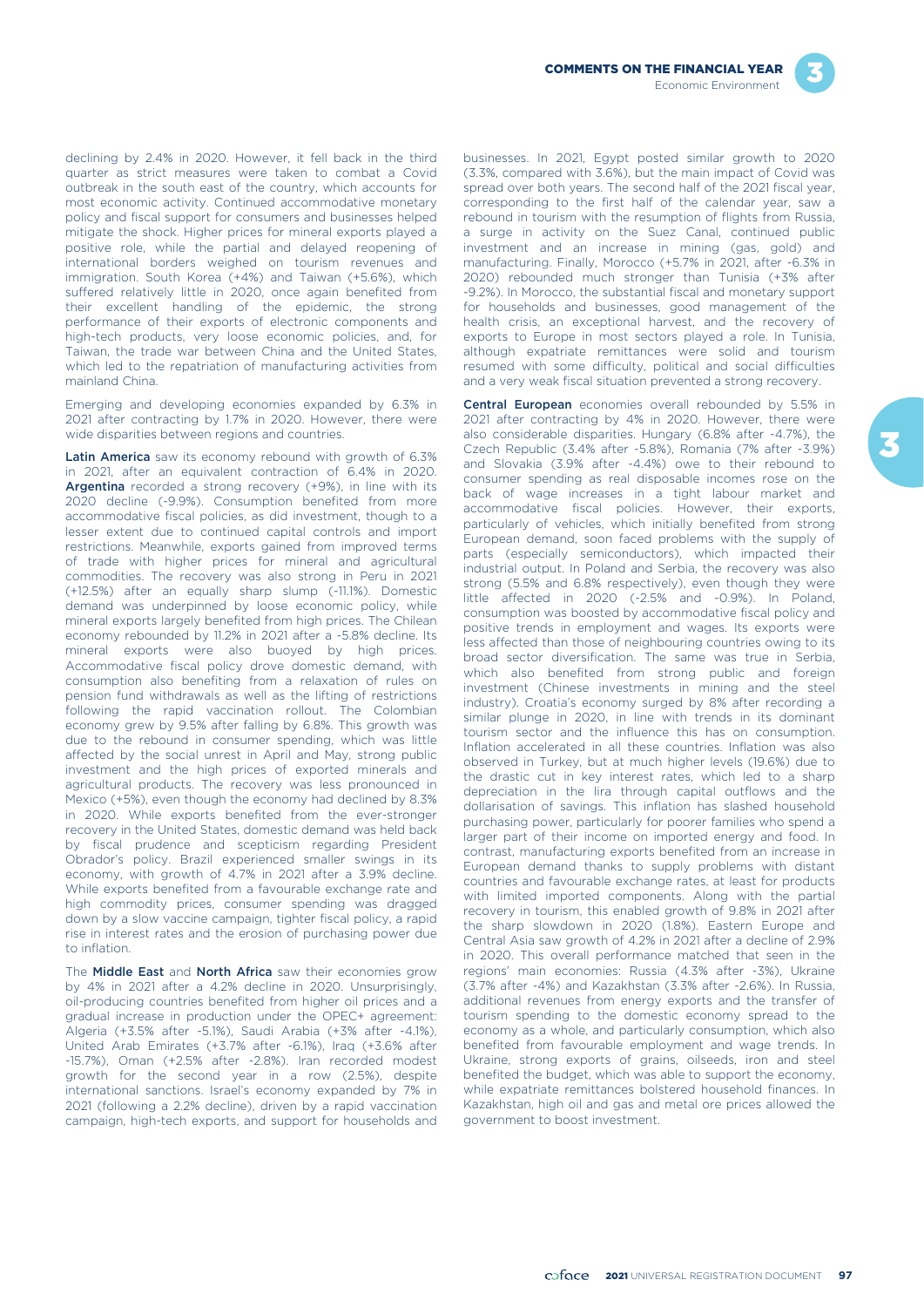declining by 2.4% in 2020. However, it fell back in the third quarter as strict measures were taken to combat a Covid outbreak in the south east of the country, which accounts for most economic activity. Continued accommodative monetary policy and fiscal support for consumers and businesses helped mitigate the shock. Higher prices for mineral exports played a positive role, while the partial and delayed reopening of international borders weighed on tourism revenues and immigration. South Korea (+4%) and Taiwan (+5.6%), which suffered relatively little in 2020, once again benefited from their excellent handling of the epidemic, the strong performance of their exports of electronic components and high-tech products, very loose economic policies, and, for Taiwan, the trade war between China and the United States, which led to the repatriation of manufacturing activities from mainland China.

Emerging and developing economies expanded by 6.3% in 2021 after contracting by 1.7% in 2020. However, there were wide disparities between regions and countries.

**Latin America** saw its economy rebound with growth of 6.3% in 2021, after an equivalent contraction of 6.4% in 2020. **Argentina** recorded a strong recovery (+9%), in line with its 2020 decline (-9.9%). Consumption benefited from more accommodative fiscal policies, as did investment, though to a lesser extent due to continued capital controls and import restrictions. Meanwhile, exports gained from improved terms of trade with higher prices for mineral and agricultural commodities. The recovery was also strong in Peru in 2021 (+12.5%) after an equally sharp slump (-11.1%). Domestic demand was underpinned by loose economic policy, while mineral exports largely benefited from high prices. The Chilean economy rebounded by 11.2% in 2021 after a -5.8% decline. Its mineral exports were also buoyed by high prices. Accommodative fiscal policy drove domestic demand, with consumption also benefiting from a relaxation of rules on pension fund withdrawals as well as the lifting of restrictions following the rapid vaccination rollout. The Colombian economy grew by 9.5% after falling by 6.8%. This growth was due to the rebound in consumer spending, which was little affected by the social unrest in April and May, strong public investment and the high prices of exported minerals and agricultural products. The recovery was less pronounced in Mexico (+5%), even though the economy had declined by 8.3% in 2020. While exports benefited from the ever-stronger recovery in the United States, domestic demand was held back by fiscal prudence and scepticism regarding President Obrador's policy. Brazil experienced smaller swings in its economy, with growth of 4.7% in 2021 after a 3.9% decline. While exports benefited from a favourable exchange rate and high commodity prices, consumer spending was dragged down by a slow vaccine campaign, tighter fiscal policy, a rapid rise in interest rates and the erosion of purchasing power due to inflation.

The **Middle East** and **North Africa** saw their economies grow by 4% in 2021 after a 4.2% decline in 2020. Unsurprisingly, oil-producing countries benefited from higher oil prices and a gradual increase in production under the OPEC+ agreement: Algeria (+3.5% after -5.1%), Saudi Arabia (+3% after -4.1%), United Arab Emirates (+3.7% after -6.1%), Iraq (+3.6% after -15.7%), Oman (+2.5% after -2.8%). Iran recorded modest growth for the second year in a row (2.5%), despite international sanctions. Israel's economy expanded by 7% in 2021 (following a 2.2% decline), driven by a rapid vaccination campaign, high-tech exports, and support for households and businesses. In 2021, Egypt posted similar growth to 2020 (3.3%, compared with 3.6%), but the main impact of Covid was spread over both years. The second half of the 2021 fiscal year, corresponding to the first half of the calendar year, saw a rebound in tourism with the resumption of flights from Russia, a surge in activity on the Suez Canal, continued public investment and an increase in mining (gas, gold) and manufacturing. Finally, Morocco (+5.7% in 2021, after -6.3% in 2020) rebounded much stronger than Tunisia (+3% after -9.2%). In Morocco, the substantial fiscal and monetary support for households and businesses, good management of the health crisis, an exceptional harvest, and the recovery of exports to Europe in most sectors played a role. In Tunisia, although expatriate remittances were solid and tourism resumed with some difficulty, political and social difficulties and a very weak fiscal situation prevented a strong recovery.

**Central European** economies overall rebounded by 5.5% in 2021 after contracting by 4% in 2020. However, there were also considerable disparities. Hungary (6.8% after -4.7%), the Czech Republic (3.4% after -5.8%), Romania (7% after -3.9%) and Slovakia (3.9% after -4.4%) owe to their rebound to consumer spending as real disposable incomes rose on the back of wage increases in a tight labour market and accommodative fiscal policies. However, their exports, particularly of vehicles, which initially benefited from strong European demand, soon faced problems with the supply of parts (especially semiconductors), which impacted their industrial output. In Poland and Serbia, the recovery was also strong (5.5% and 6.8% respectively), even though they were little affected in 2020 (-2.5% and -0.9%). In Poland, consumption was boosted by accommodative fiscal policy and positive trends in employment and wages. Its exports were less affected than those of neighbouring countries owing to its broad sector diversification. The same was true in Serbia, which also benefited from strong public and foreign investment (Chinese investments in mining and the steel industry). Croatia's economy surged by 8% after recording a similar plunge in 2020, in line with trends in its dominant tourism sector and the influence this has on consumption. Inflation accelerated in all these countries. Inflation was also observed in Turkey, but at much higher levels (19.6%) due to the drastic cut in key interest rates, which led to a sharp depreciation in the lira through capital outflows and the dollarisation of savings. This inflation has slashed household purchasing power, particularly for poorer families who spend a larger part of their income on imported energy and food. In contrast, manufacturing exports benefited from an increase in European demand thanks to supply problems with distant countries and favourable exchange rates, at least for products with limited imported components. Along with the partial recovery in tourism, this enabled growth of 9.8% in 2021 after the sharp slowdown in 2020 (1.8%). Eastern Europe and Central Asia saw growth of 4.2% in 2021 after a decline of 2.9% in 2020. This overall performance matched that seen in the regions' main economies: Russia (4.3% after -3%), Ukraine (3.7% after -4%) and Kazakhstan (3.3% after -2.6%). In Russia, additional revenues from energy exports and the transfer of tourism spending to the domestic economy spread to the economy as a whole, and particularly consumption, which also benefited from favourable employment and wage trends. In Ukraine, strong exports of grains, oilseeds, iron and steel benefited the budget, which was able to support the economy, while expatriate remittances bolstered household finances. In Kazakhstan, high oil and gas and metal ore prices allowed the government to boost investment.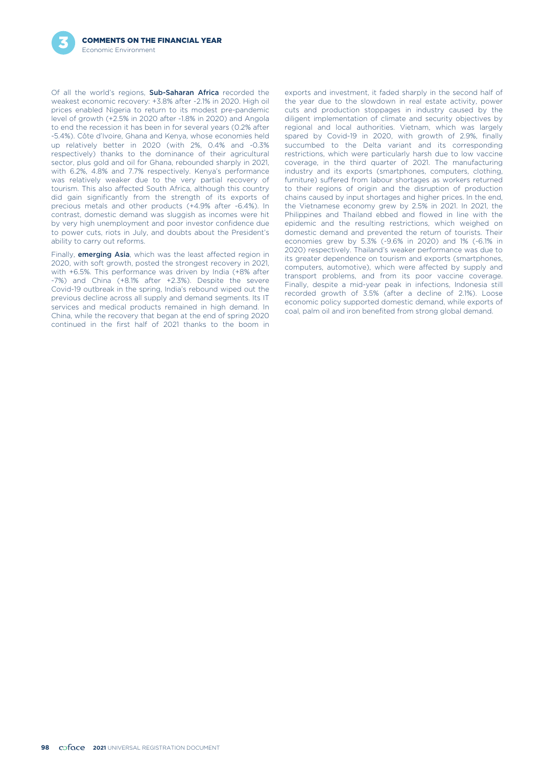Of all the world's regions, **Sub-Saharan Africa** recorded the weakest economic recovery: +3.8% after -2.1% in 2020. High oil prices enabled Nigeria to return to its modest pre-pandemic level of growth (+2.5% in 2020 after -1.8% in 2020) and Angola to end the recession it has been in for several years (0.2% after -5.4%). Côte d'Ivoire, Ghana and Kenya, whose economies held up relatively better in 2020 (with 2%, 0.4% and -0.3% respectively) thanks to the dominance of their agricultural sector, plus gold and oil for Ghana, rebounded sharply in 2021, with 6.2%, 4.8% and 7.7% respectively. Kenya's performance was relatively weaker due to the very partial recovery of tourism. This also affected South Africa, although this country did gain significantly from the strength of its exports of precious metals and other products (+4.9% after -6.4%). In contrast, domestic demand was sluggish as incomes were hit by very high unemployment and poor investor confidence due to power cuts, riots in July, and doubts about the President's ability to carry out reforms.

Finally, **emerging Asia**, which was the least affected region in 2020, with soft growth, posted the strongest recovery in 2021, with +6.5%. This performance was driven by India (+8% after -7%) and China (+8.1% after +2.3%). Despite the severe Covid-19 outbreak in the spring, India's rebound wiped out the previous decline across all supply and demand segments. Its IT services and medical products remained in high demand. In China, while the recovery that began at the end of spring 2020 continued in the first half of 2021 thanks to the boom in exports and investment, it faded sharply in the second half of the year due to the slowdown in real estate activity, power cuts and production stoppages in industry caused by the diligent implementation of climate and security objectives by regional and local authorities. Vietnam, which was largely spared by Covid-19 in 2020, with growth of 2.9%, finally succumbed to the Delta variant and its corresponding restrictions, which were particularly harsh due to low vaccine coverage, in the third quarter of 2021. The manufacturing industry and its exports (smartphones, computers, clothing, furniture) suffered from labour shortages as workers returned to their regions of origin and the disruption of production chains caused by input shortages and higher prices. In the end, the Vietnamese economy grew by 2.5% in 2021. In 2021, the Philippines and Thailand ebbed and flowed in line with the epidemic and the resulting restrictions, which weighed on domestic demand and prevented the return of tourists. Their economies grew by 5.3% (-9.6% in 2020) and 1% (-6.1% in 2020) respectively. Thailand's weaker performance was due to its greater dependence on tourism and exports (smartphones, computers, automotive), which were affected by supply and transport problems, and from its poor vaccine coverage. Finally, despite a mid-year peak in infections, Indonesia still recorded growth of 3.5% (after a decline of 2.1%). Loose economic policy supported domestic demand, while exports of coal, palm oil and iron benefited from strong global demand.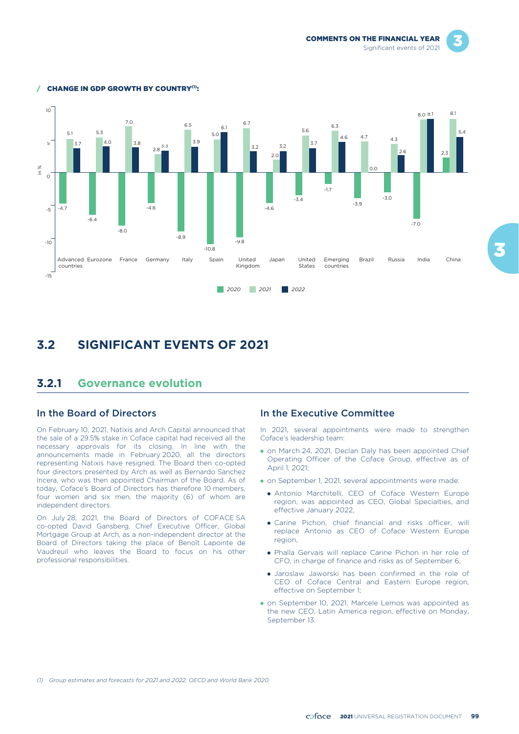## / CHANGE IN GDP GROWTH BY COUNTRY[(1)]:

| in % | 2020 | 2021 | 2022 |
|---|---|---|---|
| Advanced countries | -4.7 | 5.1 | 3.7 |
| Eurozone | -6.4 | 5.3 | 4.0 |
| France | -8.0 | 7.0 | 3.8 |
| Germany | -4.6 | 2.8 | 3.3 |
| Italy | -8.9 | 6.5 | 3.9 |
| Spain | -10.8 | 5.0 | 6.1 |
| United Kingdom | -9.8 | 6.7 | 3.2 |
| Japan | -4.6 | 2.0 | 3.2 |
| United States | -3.4 | 5.6 | 3.7 |
| Emerging countries | -1.7 | 6.3 | 4.6 |
| Brazil | -3.9 | 4.7 | 0.0 |
| Russia | -3.0 | 4.3 | 2.6 |
| India | -7.0 | 8.0 | 8.1 |
| China | 2.3 | 8.1 | 5.4 |

# 3.2 SIGNIFICANT EVENTS OF 2021

## 3.2.1 Governance evolution

### In the Board of Directors

On February 10, 2021, Natixis and Arch Capital announced that the sale of a 29.5% stake in Coface capital had received all the necessary approvals for its closing. In line with the announcements made in February 2020, all the directors representing Natixis have resigned. The Board then co-opted four directors presented by Arch as well as Bernardo Sanchez Incera, who was then appointed Chairman of the Board. As of today, Coface's Board of Directors has therefore 10 members, four women and six men, the majority (6) of whom are independent directors.

On July 28, 2021, the Board of Directors of COFACE SA co-opted David Gansberg, Chief Executive Officer, Global Mortgage Group at Arch, as a non-independent director at the Board of Directors taking the place of Benoît Lapointe de Vaudreuil who leaves the Board to focus on his other professional responsibilities.

### In the Executive Committee

In 2021, several appointments were made to strengthen Coface's leadership team:

- on March 24, 2021, Declan Daly has been appointed Chief Operating Officer of the Coface Group, effective as of April 1, 2021;
- on September 1, 2021, several appointments were made:
  - Antonio Marchitelli, CEO of Coface Western Europe region, was appointed as CEO, Global Specialties, and effective January 2022,
  - Carine Pichon, chief financial and risks officer, will replace Antonio as CEO of Coface Western Europe region,
  - Phalla Gervais will replace Carine Pichon in her role of CFO, in charge of finance and risks as of September 6,
  - Jaroslaw Jaworski has been confirmed in the role of CEO of Coface Central and Eastern Europe region, effective on September 1;
- on September 10, 2021, Marcele Lemos was appointed as the new CEO, Latin America region, effective on Monday, September 13.

*(1) Group estimates and forecasts for 2021 and 2022, OECD and World Bank 2020.*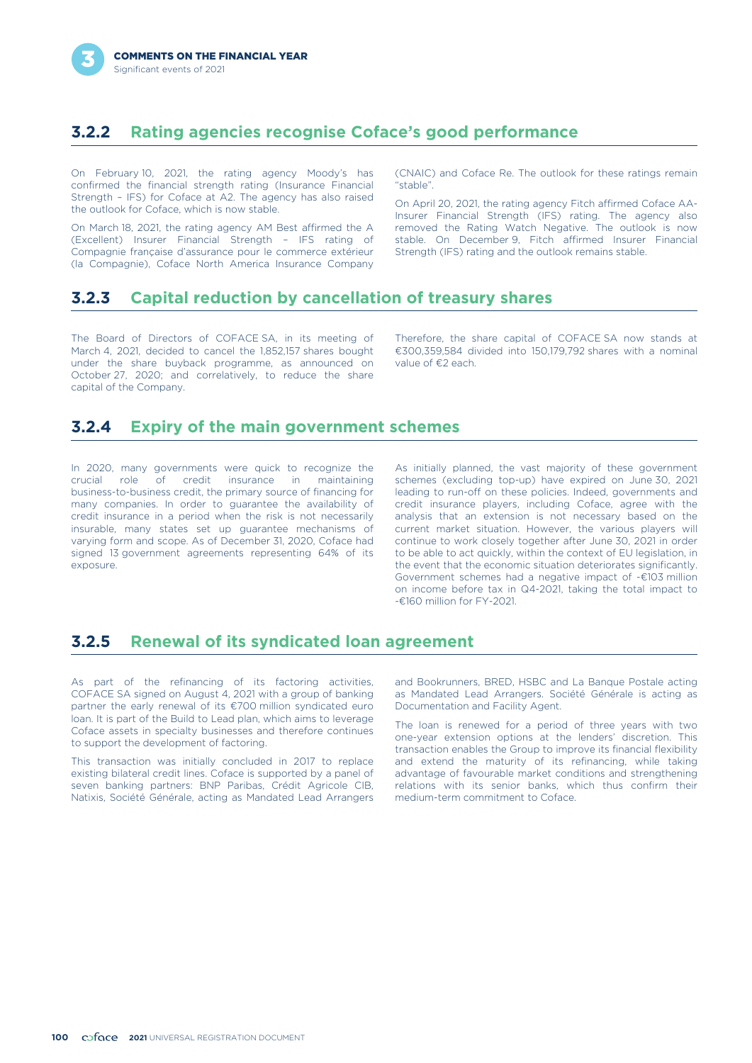### 3.2.2 Rating agencies recognise Coface's good performance

On February 10, 2021, the rating agency Moody's has confirmed the financial strength rating (Insurance Financial Strength – IFS) for Coface at A2. The agency has also raised the outlook for Coface, which is now stable.

On March 18, 2021, the rating agency AM Best affirmed the A (Excellent) Insurer Financial Strength – IFS rating of Compagnie française d'assurance pour le commerce extérieur (la Compagnie), Coface North America Insurance Company (CNAIC) and Coface Re. The outlook for these ratings remain "stable".

On April 20, 2021, the rating agency Fitch affirmed Coface AA- Insurer Financial Strength (IFS) rating. The agency also removed the Rating Watch Negative. The outlook is now stable. On December 9, Fitch affirmed Insurer Financial Strength (IFS) rating and the outlook remains stable.

### 3.2.3 Capital reduction by cancellation of treasury shares

The Board of Directors of COFACE SA, in its meeting of March 4, 2021, decided to cancel the 1,852,157 shares bought under the share buyback programme, as announced on October 27, 2020; and correlatively, to reduce the share capital of the Company.

Therefore, the share capital of COFACE SA now stands at €300,359,584 divided into 150,179,792 shares with a nominal value of €2 each.

### 3.2.4 Expiry of the main government schemes

In 2020, many governments were quick to recognize the crucial role of credit insurance in maintaining business-to-business credit, the primary source of financing for many companies. In order to guarantee the availability of credit insurance in a period when the risk is not necessarily insurable, many states set up guarantee mechanisms of varying form and scope. As of December 31, 2020, Coface had signed 13 government agreements representing 64% of its exposure.

As initially planned, the vast majority of these government schemes (excluding top-up) have expired on June 30, 2021 leading to run-off on these policies. Indeed, governments and credit insurance players, including Coface, agree with the analysis that an extension is not necessary based on the current market situation. However, the various players will continue to work closely together after June 30, 2021 in order to be able to act quickly, within the context of EU legislation, in the event that the economic situation deteriorates significantly. Government schemes had a negative impact of -€103 million on income before tax in Q4-2021, taking the total impact to -€160 million for FY-2021.

### 3.2.5 Renewal of its syndicated loan agreement

As part of the refinancing of its factoring activities, COFACE SA signed on August 4, 2021 with a group of banking partner the early renewal of its €700 million syndicated euro loan. It is part of the Build to Lead plan, which aims to leverage Coface assets in specialty businesses and therefore continues to support the development of factoring.

This transaction was initially concluded in 2017 to replace existing bilateral credit lines. Coface is supported by a panel of seven banking partners: BNP Paribas, Crédit Agricole CIB, Natixis, Société Générale, acting as Mandated Lead Arrangers and Bookrunners, BRED, HSBC and La Banque Postale acting as Mandated Lead Arrangers. Société Générale is acting as Documentation and Facility Agent.

The loan is renewed for a period of three years with two one-year extension options at the lenders' discretion. This transaction enables the Group to improve its financial flexibility and extend the maturity of its refinancing, while taking advantage of favourable market conditions and strengthening relations with its senior banks, which thus confirm their medium-term commitment to Coface.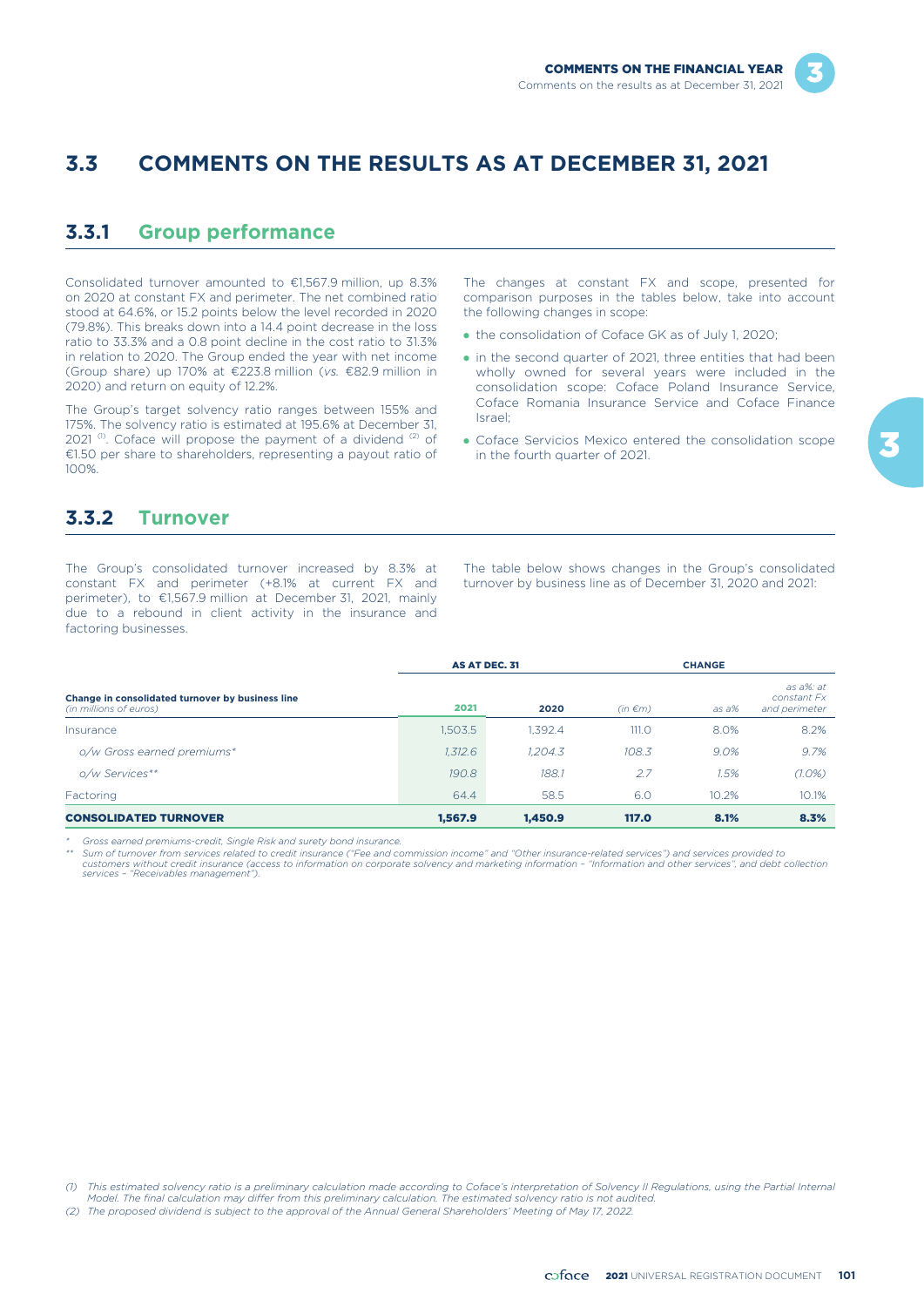## 3.3 COMMENTS ON THE RESULTS AS AT DECEMBER 31, 2021

### 3.3.1 Group performance

Consolidated turnover amounted to €1,567.9 million, up 8.3% on 2020 at constant FX and perimeter. The net combined ratio stood at 64.6%, or 15.2 points below the level recorded in 2020 (79.8%). This breaks down into a 14.4 point decrease in the loss ratio to 33.3% and a 0.8 point decline in the cost ratio to 31.3% in relation to 2020. The Group ended the year with net income (Group share) up 170% at €223.8 million (*vs.* €82.9 million in 2020) and return on equity of 12.2%.

The Group's target solvency ratio ranges between 155% and 175%. The solvency ratio is estimated at 195.6% at December 31, 2021 [(1)]. Coface will propose the payment of a dividend [(2)] of €1.50 per share to shareholders, representing a payout ratio of 100%.

The changes at constant FX and scope, presented for comparison purposes in the tables below, take into account the following changes in scope:

- the consolidation of Coface GK as of July 1, 2020;
- in the second quarter of 2021, three entities that had been wholly owned for several years were included in the consolidation scope: Coface Poland Insurance Service, Coface Romania Insurance Service and Coface Finance Israel;
- Coface Servicios Mexico entered the consolidation scope in the fourth quarter of 2021.

### 3.3.2 Turnover

The Group's consolidated turnover increased by 8.3% at constant FX and perimeter (+8.1% at current FX and perimeter), to €1,567.9 million at December 31, 2021, mainly due to a rebound in client activity in the insurance and factoring businesses.

The table below shows changes in the Group's consolidated turnover by business line as of December 31, 2020 and 2021:

| Change in consolidated turnover by business line *(in millions of euros)* | AS AT DEC. 31 | | CHANGE | | |
|---|---|---|---|---|---|
| | **2021** | **2020** | *(in €m)* | *as a%* | *as a%: at constant Fx and perimeter* |
| Insurance | 1,503.5 | 1,392.4 | 111.0 | 8.0% | 8.2% |
| *o/w Gross earned premiums** | *1,312.6* | *1,204.3* | *108.3* | *9.0%* | *9.7%* |
| *o/w Services*** | *190.8* | *188.1* | *2.7* | *1.5%* | *(1.0%)* |
| Factoring | 64.4 | 58.5 | 6.0 | 10.2% | 10.1% |
| **CONSOLIDATED TURNOVER** | **1,567.9** | **1,450.9** | **117.0** | **8.1%** | **8.3%** |

*\* Gross earned premiums-credit, Single Risk and surety bond insurance.*

*\*\* Sum of turnover from services related to credit insurance ("Fee and commission income" and "Other insurance-related services") and services provided to customers without credit insurance (access to information on corporate solvency and marketing information – "Information and other services", and debt collection services – "Receivables management").*

*(1) This estimated solvency ratio is a preliminary calculation made according to Coface's interpretation of Solvency II Regulations, using the Partial Internal Model. The final calculation may differ from this preliminary calculation. The estimated solvency ratio is not audited.*

*(2) The proposed dividend is subject to the approval of the Annual General Shareholders' Meeting of May 17, 2022.*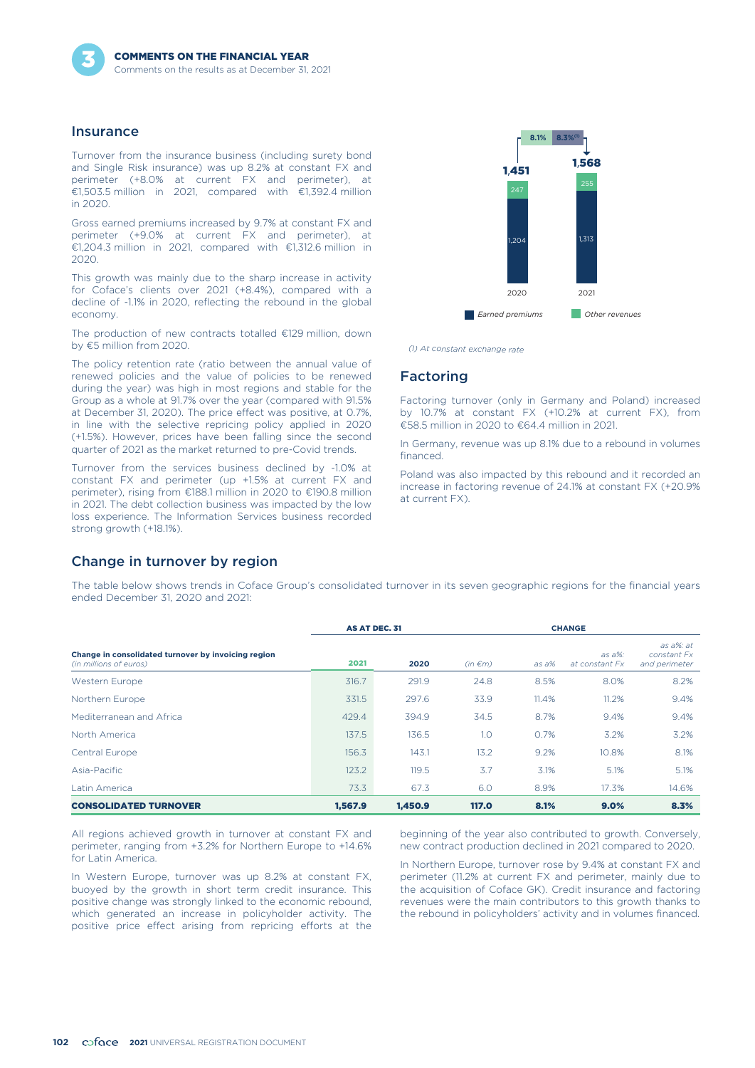## Insurance

Turnover from the insurance business (including surety bond and Single Risk insurance) was up 8.2% at constant FX and perimeter (+8.0% at current FX and perimeter), at €1,503.5 million in 2021, compared with €1,392.4 million in 2020.

Gross earned premiums increased by 9.7% at constant FX and perimeter (+9.0% at current FX and perimeter), at €1,204.3 million in 2021, compared with €1,312.6 million in 2020.

This growth was mainly due to the sharp increase in activity for Coface's clients over 2021 (+8.4%), compared with a decline of -1.1% in 2020, reflecting the rebound in the global economy.

The production of new contracts totalled €129 million, down by €5 million from 2020.

The policy retention rate (ratio between the annual value of renewed policies and the value of policies to be renewed during the year) was high in most regions and stable for the Group as a whole at 91.7% over the year (compared with 91.5% at December 31, 2020). The price effect was positive, at 0.7%, in line with the selective repricing policy applied in 2020 (+1.5%). However, prices have been falling since the second quarter of 2021 as the market returned to pre-Covid trends.

Turnover from the services business declined by -1.0% at constant FX and perimeter (up +1.5% at current FX and perimeter), rising from €188.1 million in 2020 to €190.8 million in 2021. The debt collection business was impacted by the low loss experience. The Information Services business recorded strong growth (+18.1%).

| | 2020 | 2021 |
|---|---|---|
| Earned premiums | 1,204 | 1,313 |
| Other revenues | 247 | 255 |
| Total | 1,451 | 1,568 |

Change: 8.1% / 8.3%[1]

(1) At constant exchange rate

## Factoring

Factoring turnover (only in Germany and Poland) increased by 10.7% at constant FX (+10.2% at current FX), from €58.5 million in 2020 to €64.4 million in 2021.

In Germany, revenue was up 8.1% due to a rebound in volumes financed.

Poland was also impacted by this rebound and it recorded an increase in factoring revenue of 24.1% at constant FX (+20.9% at current FX).

## Change in turnover by region

The table below shows trends in Coface Group's consolidated turnover in its seven geographic regions for the financial years ended December 31, 2020 and 2021:

| Change in consolidated turnover by invoicing region *(in millions of euros)* | AS AT DEC. 31 2021 | 2020 | CHANGE *(in €m)* | *as a%* | *as a%: at constant Fx* | *as a%: at constant Fx and perimeter* |
|---|---|---|---|---|---|---|
| Western Europe | 316.7 | 291.9 | 24.8 | 8.5% | 8.0% | 8.2% |
| Northern Europe | 331.5 | 297.6 | 33.9 | 11.4% | 11.2% | 9.4% |
| Mediterranean and Africa | 429.4 | 394.9 | 34.5 | 8.7% | 9.4% | 9.4% |
| North America | 137.5 | 136.5 | 1.0 | 0.7% | 3.2% | 3.2% |
| Central Europe | 156.3 | 143.1 | 13.2 | 9.2% | 10.8% | 8.1% |
| Asia-Pacific | 123.2 | 119.5 | 3.7 | 3.1% | 5.1% | 5.1% |
| Latin America | 73.3 | 67.3 | 6.0 | 8.9% | 17.3% | 14.6% |
| **CONSOLIDATED TURNOVER** | **1,567.9** | **1,450.9** | **117.0** | **8.1%** | **9.0%** | **8.3%** |

All regions achieved growth in turnover at constant FX and perimeter, ranging from +3.2% for Northern Europe to +14.6% for Latin America.

In Western Europe, turnover was up 8.2% at constant FX, buoyed by the growth in short term credit insurance. This positive change was strongly linked to the economic rebound, which generated an increase in policyholder activity. The positive price effect arising from repricing efforts at the beginning of the year also contributed to growth. Conversely, new contract production declined in 2021 compared to 2020.

In Northern Europe, turnover rose by 9.4% at constant FX and perimeter (11.2% at current FX and perimeter, mainly due to the acquisition of Coface GK). Credit insurance and factoring revenues were the main contributors to this growth thanks to the rebound in policyholders' activity and in volumes financed.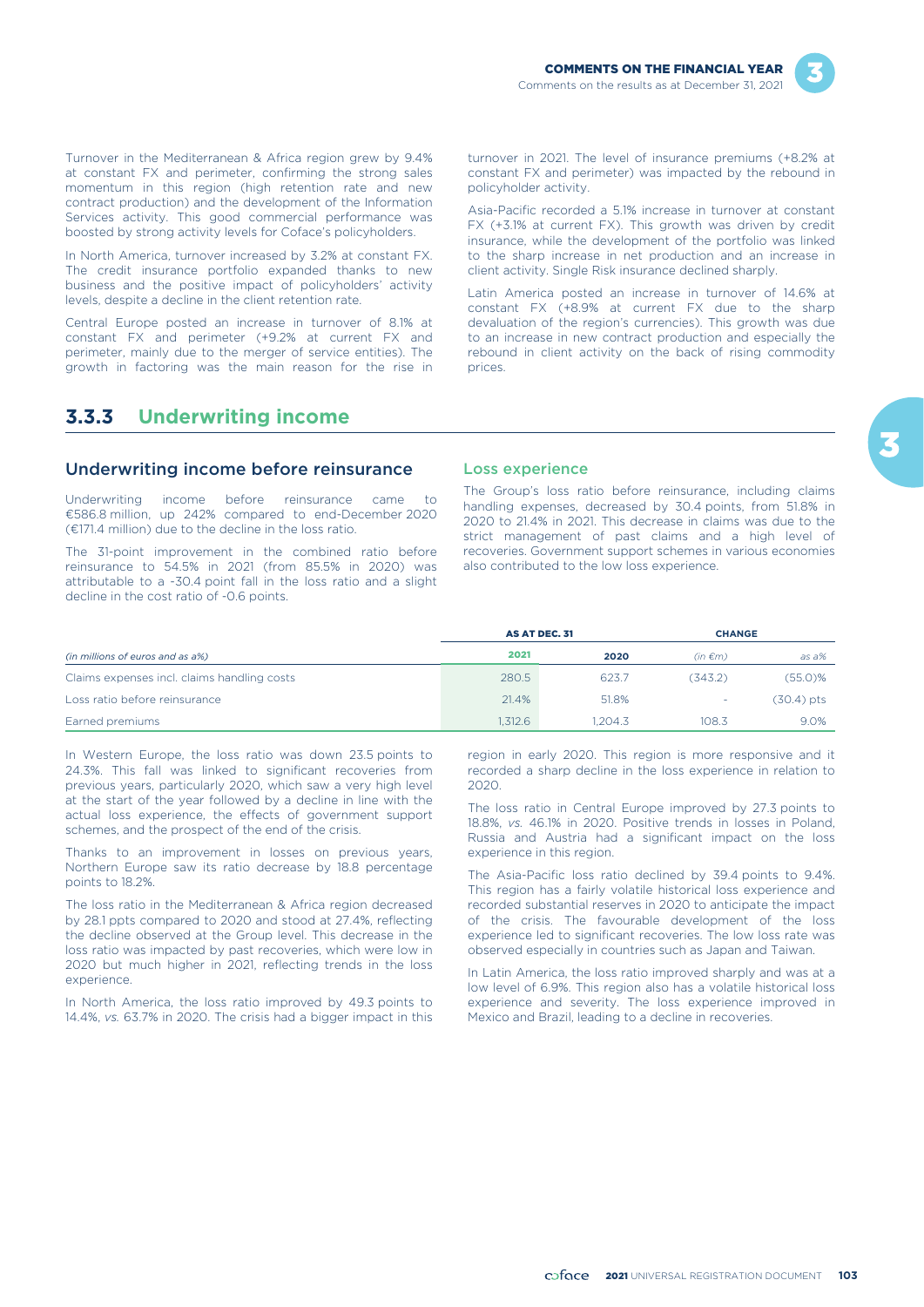Turnover in the Mediterranean & Africa region grew by 9.4% at constant FX and perimeter, confirming the strong sales momentum in this region (high retention rate and new contract production) and the development of the Information Services activity. This good commercial performance was boosted by strong activity levels for Coface's policyholders.

In North America, turnover increased by 3.2% at constant FX. The credit insurance portfolio expanded thanks to new business and the positive impact of policyholders' activity levels, despite a decline in the client retention rate.

Central Europe posted an increase in turnover of 8.1% at constant FX and perimeter (+9.2% at current FX and perimeter, mainly due to the merger of service entities). The growth in factoring was the main reason for the rise in turnover in 2021. The level of insurance premiums (+8.2% at constant FX and perimeter) was impacted by the rebound in policyholder activity.

Asia-Pacific recorded a 5.1% increase in turnover at constant FX (+3.1% at current FX). This growth was driven by credit insurance, while the development of the portfolio was linked to the sharp increase in net production and an increase in client activity. Single Risk insurance declined sharply.

Latin America posted an increase in turnover of 14.6% at constant FX (+8.9% at current FX due to the sharp devaluation of the region's currencies). This growth was due to an increase in new contract production and especially the rebound in client activity on the back of rising commodity prices.

## 3.3.3 Underwriting income

### Underwriting income before reinsurance

Underwriting income before reinsurance came to €586.8 million, up 242% compared to end-December 2020 (€171.4 million) due to the decline in the loss ratio.

The 31-point improvement in the combined ratio before reinsurance to 54.5% in 2021 (from 85.5% in 2020) was attributable to a -30.4 point fall in the loss ratio and a slight decline in the cost ratio of -0.6 points.

### Loss experience

The Group's loss ratio before reinsurance, including claims handling expenses, decreased by 30.4 points, from 51.8% in 2020 to 21.4% in 2021. This decrease in claims was due to the strict management of past claims and a high level of recoveries. Government support schemes in various economies also contributed to the low loss experience.

| | AS AT DEC. 31 | | CHANGE | |
|---|---|---|---|---|
| *(in millions of euros and as a%)* | 2021 | 2020 | *(in €m)* | *as a%* |
| Claims expenses incl. claims handling costs | 280.5 | 623.7 | (343.2) | (55.0)% |
| Loss ratio before reinsurance | 21.4% | 51.8% | - | (30.4) pts |
| Earned premiums | 1,312.6 | 1,204.3 | 108.3 | 9.0% |

In Western Europe, the loss ratio was down 23.5 points to 24.3%. This fall was linked to significant recoveries from previous years, particularly 2020, which saw a very high level at the start of the year followed by a decline in line with the actual loss experience, the effects of government support schemes, and the prospect of the end of the crisis.

Thanks to an improvement in losses on previous years, Northern Europe saw its ratio decrease by 18.8 percentage points to 18.2%.

The loss ratio in the Mediterranean & Africa region decreased by 28.1 ppts compared to 2020 and stood at 27.4%, reflecting the decline observed at the Group level. This decrease in the loss ratio was impacted by past recoveries, which were low in 2020 but much higher in 2021, reflecting trends in the loss experience.

In North America, the loss ratio improved by 49.3 points to 14.4%, *vs.* 63.7% in 2020. The crisis had a bigger impact in this region in early 2020. This region is more responsive and it recorded a sharp decline in the loss experience in relation to 2020.

The loss ratio in Central Europe improved by 27.3 points to 18.8%, *vs.* 46.1% in 2020. Positive trends in losses in Poland, Russia and Austria had a significant impact on the loss experience in this region.

The Asia-Pacific loss ratio declined by 39.4 points to 9.4%. This region has a fairly volatile historical loss experience and recorded substantial reserves in 2020 to anticipate the impact of the crisis. The favourable development of the loss experience led to significant recoveries. The low loss rate was observed especially in countries such as Japan and Taiwan.

In Latin America, the loss ratio improved sharply and was at a low level of 6.9%. This region also has a volatile historical loss experience and severity. The loss experience improved in Mexico and Brazil, leading to a decline in recoveries.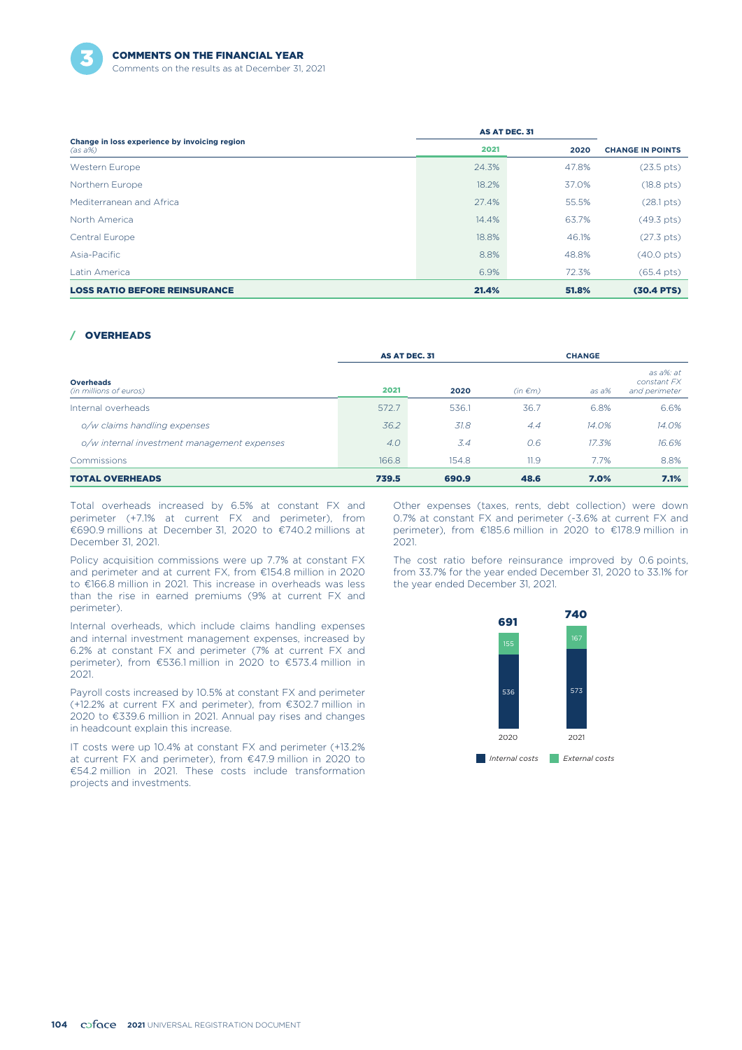| Change in loss experience by invoicing region *(as a%)* | AS AT DEC. 31 | | CHANGE IN POINTS |
|---|---|---|---|
| | 2021 | 2020 | |
| Western Europe | 24.3% | 47.8% | (23.5 pts) |
| Northern Europe | 18.2% | 37.0% | (18.8 pts) |
| Mediterranean and Africa | 27.4% | 55.5% | (28.1 pts) |
| North America | 14.4% | 63.7% | (49.3 pts) |
| Central Europe | 18.8% | 46.1% | (27.3 pts) |
| Asia-Pacific | 8.8% | 48.8% | (40.0 pts) |
| Latin America | 6.9% | 72.3% | (65.4 pts) |
| **LOSS RATIO BEFORE REINSURANCE** | **21.4%** | **51.8%** | **(30.4 PTS)** |

## / OVERHEADS

| Overheads *(in millions of euros)* | AS AT DEC. 31 | | CHANGE | | |
|---|---|---|---|---|---|
| | 2021 | 2020 | *(in €m)* | *as a%* | *as a%: at constant FX and perimeter* |
| Internal overheads | 572.7 | 536.1 | 36.7 | 6.8% | 6.6% |
| *o/w claims handling expenses* | *36.2* | *31.8* | *4.4* | *14.0%* | *14.0%* |
| *o/w internal investment management expenses* | *4.0* | *3.4* | *0.6* | *17.3%* | *16.6%* |
| Commissions | 166.8 | 154.8 | 11.9 | 7.7% | 8.8% |
| **TOTAL OVERHEADS** | **739.5** | **690.9** | **48.6** | **7.0%** | **7.1%** |

Total overheads increased by 6.5% at constant FX and perimeter (+7.1% at current FX and perimeter), from €690.9 millions at December 31, 2020 to €740.2 millions at December 31, 2021.

Policy acquisition commissions were up 7.7% at constant FX and perimeter and at current FX, from €154.8 million in 2020 to €166.8 million in 2021. This increase in overheads was less than the rise in earned premiums (9% at current FX and perimeter).

Internal overheads, which include claims handling expenses and internal investment management expenses, increased by 6.2% at constant FX and perimeter (7% at current FX and perimeter), from €536.1 million in 2020 to €573.4 million in 2021.

Payroll costs increased by 10.5% at constant FX and perimeter (+12.2% at current FX and perimeter), from €302.7 million in 2020 to €339.6 million in 2021. Annual pay rises and changes in headcount explain this increase.

IT costs were up 10.4% at constant FX and perimeter (+13.2% at current FX and perimeter), from €47.9 million in 2020 to €54.2 million in 2021. These costs include transformation projects and investments.

Other expenses (taxes, rents, debt collection) were down 0.7% at constant FX and perimeter (-3.6% at current FX and perimeter), from €185.6 million in 2020 to €178.9 million in 2021.

The cost ratio before reinsurance improved by 0.6 points, from 33.7% for the year ended December 31, 2020 to 33.1% for the year ended December 31, 2021.

| | 2020 | 2021 |
|---|---|---|
| Internal costs | 536 | 573 |
| External costs | 155 | 167 |
| Total | 691 | 740 |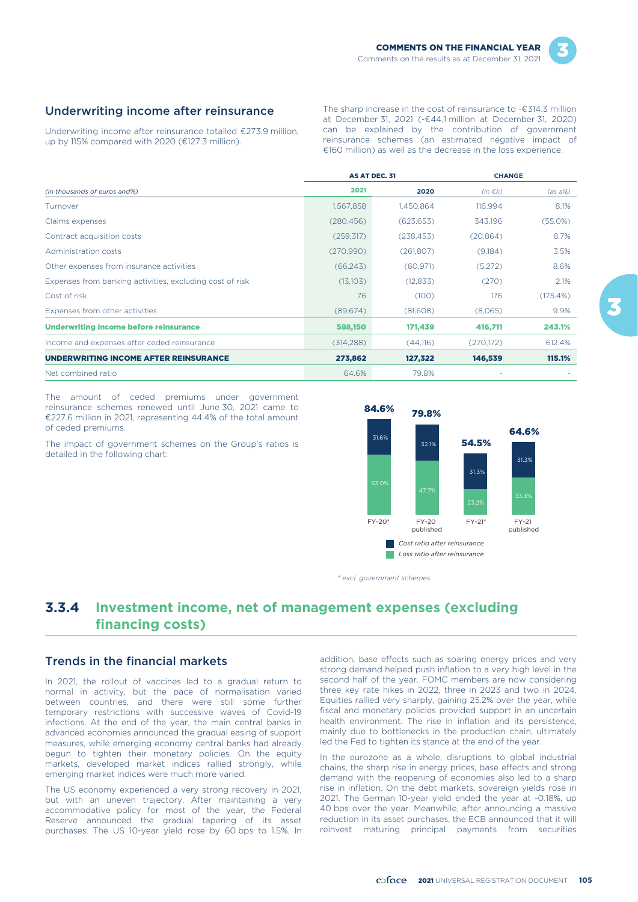## Underwriting income after reinsurance

Underwriting income after reinsurance totalled €273.9 million, up by 115% compared with 2020 (€127.3 million).

The sharp increase in the cost of reinsurance to -€314.3 million at December 31, 2021 (-€44,1 million at December 31, 2020) can be explained by the contribution of government reinsurance schemes (an estimated negative impact of €160 million) as well as the decrease in the loss experience.

| *(in thousands of euros and%)* | AS AT DEC. 31 2021 | AS AT DEC. 31 2020 | CHANGE *(in €k)* | CHANGE *(as a%)* |
|---|---|---|---|---|
| Turnover | 1,567,858 | 1,450,864 | 116,994 | 8.1% |
| Claims expenses | (280,456) | (623,653) | 343,196 | (55.0%) |
| Contract acquisition costs | (259,317) | (238,453) | (20,864) | 8.7% |
| Administration costs | (270,990) | (261,807) | (9,184) | 3.5% |
| Other expenses from insurance activities | (66,243) | (60,971) | (5,272) | 8.6% |
| Expenses from banking activities, excluding cost of risk | (13,103) | (12,833) | (270) | 2.1% |
| Cost of risk | 76 | (100) | 176 | (175.4%) |
| Expenses from other activities | (89,674) | (81,608) | (8,065) | 9.9% |
| **Underwriting income before reinsurance** | **588,150** | **171,439** | **416,711** | **243.1%** |
| Income and expenses after ceded reinsurance | (314,288) | (44,116) | (270,172) | 612.4% |
| **UNDERWRITING INCOME AFTER REINSURANCE** | **273,862** | **127,322** | **146,539** | **115.1%** |
| Net combined ratio | 64.6% | 79.8% | - | - |

The amount of ceded premiums under government reinsurance schemes renewed until June 30, 2021 came to €227.6 million in 2021, representing 44.4% of the total amount of ceded premiums.

The impact of government schemes on the Group's ratios is detailed in the following chart:

| | FY-20* | FY-20 published | FY-21* | FY-21 published |
|---|---|---|---|---|
| Cost ratio after reinsurance | 31.6% | 32.1% | 31.3% | 31.3% |
| Loss ratio after reinsurance | 53.0% | 47.7% | 23.2% | 33.3% |
| Total | 84.6% | 79.8% | 54.5% | 64.6% |

*\* excl. government schemes*

## 3.3.4 Investment income, net of management expenses (excluding financing costs)

### Trends in the financial markets

In 2021, the rollout of vaccines led to a gradual return to normal in activity, but the pace of normalisation varied between countries, and there were still some further temporary restrictions with successive waves of Covid-19 infections. At the end of the year, the main central banks in advanced economies announced the gradual easing of support measures, while emerging economy central banks had already begun to tighten their monetary policies. On the equity markets, developed market indices rallied strongly, while emerging market indices were much more varied.

The US economy experienced a very strong recovery in 2021, but with an uneven trajectory. After maintaining a very accommodative policy for most of the year, the Federal Reserve announced the gradual tapering of its asset purchases. The US 10-year yield rose by 60 bps to 1.5%. In addition, base effects such as soaring energy prices and very strong demand helped push inflation to a very high level in the second half of the year. FOMC members are now considering three key rate hikes in 2022, three in 2023 and two in 2024. Equities rallied very sharply, gaining 25.2% over the year, while fiscal and monetary policies provided support in an uncertain health environment. The rise in inflation and its persistence, mainly due to bottlenecks in the production chain, ultimately led the Fed to tighten its stance at the end of the year.

In the eurozone as a whole, disruptions to global industrial chains, the sharp rise in energy prices, base effects and strong demand with the reopening of economies also led to a sharp rise in inflation. On the debt markets, sovereign yields rose in 2021. The German 10-year yield ended the year at -0.18%, up 40 bps over the year. Meanwhile, after announcing a massive reduction in its asset purchases, the ECB announced that it will reinvest maturing principal payments from securities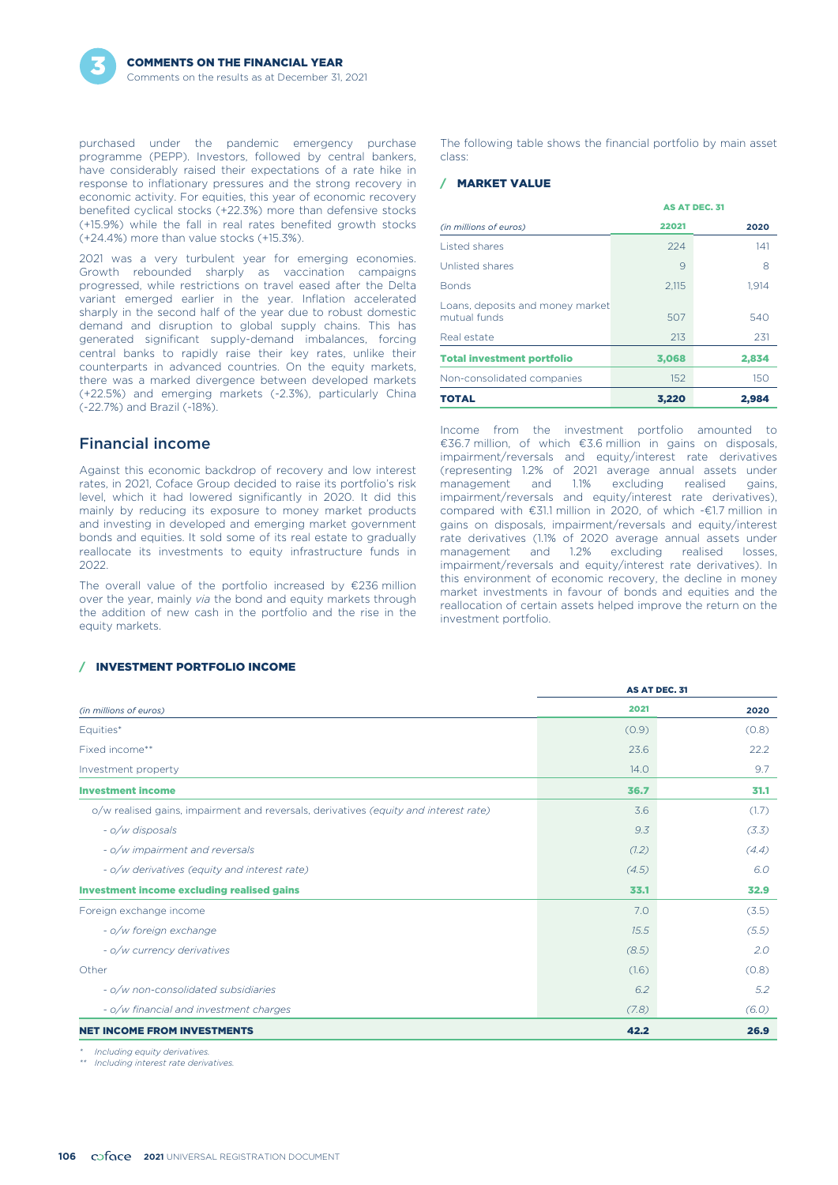purchased under the pandemic emergency purchase programme (PEPP). Investors, followed by central bankers, have considerably raised their expectations of a rate hike in response to inflationary pressures and the strong recovery in economic activity. For equities, this year of economic recovery benefited cyclical stocks (+22.3%) more than defensive stocks (+15.9%) while the fall in real rates benefited growth stocks (+24.4%) more than value stocks (+15.3%).

2021 was a very turbulent year for emerging economies. Growth rebounded sharply as vaccination campaigns progressed, while restrictions on travel eased after the Delta variant emerged earlier in the year. Inflation accelerated sharply in the second half of the year due to robust domestic demand and disruption to global supply chains. This has generated significant supply-demand imbalances, forcing central banks to rapidly raise their key rates, unlike their counterparts in advanced countries. On the equity markets, there was a marked divergence between developed markets (+22.5%) and emerging markets (-2.3%), particularly China (-22.7%) and Brazil (-18%).

## Financial income

Against this economic backdrop of recovery and low interest rates, in 2021, Coface Group decided to raise its portfolio's risk level, which it had lowered significantly in 2020. It did this mainly by reducing its exposure to money market products and investing in developed and emerging market government bonds and equities. It sold some of its real estate to gradually reallocate its investments to equity infrastructure funds in 2022.

The overall value of the portfolio increased by €236 million over the year, mainly *via* the bond and equity markets through the addition of new cash in the portfolio and the rise in the equity markets.

The following table shows the financial portfolio by main asset class:

### / MARKET VALUE

| (in millions of euros) | AS AT DEC. 31 | |
|---|---|---|
| | 22021 | 2020 |
| Listed shares | 224 | 141 |
| Unlisted shares | 9 | 8 |
| Bonds | 2,115 | 1,914 |
| Loans, deposits and money market mutual funds | 507 | 540 |
| Real estate | 213 | 231 |
| **Total investment portfolio** | **3,068** | **2,834** |
| Non-consolidated companies | 152 | 150 |
| **TOTAL** | **3,220** | **2,984** |

Income from the investment portfolio amounted to €36.7 million, of which €3.6 million in gains on disposals, impairment/reversals and equity/interest rate derivatives (representing 1.2% of 2021 average annual assets under management and 1.1% excluding realised gains, impairment/reversals and equity/interest rate derivatives), compared with €31.1 million in 2020, of which -€1.7 million in gains on disposals, impairment/reversals and equity/interest rate derivatives (1.1% of 2020 average annual assets under management and 1.2% excluding realised losses, impairment/reversals and equity/interest rate derivatives). In this environment of economic recovery, the decline in money market investments in favour of bonds and equities and the reallocation of certain assets helped improve the return on the investment portfolio.

### / INVESTMENT PORTFOLIO INCOME

| (in millions of euros) | AS AT DEC. 31 | |
|---|---|---|
| | 2021 | 2020 |
| Equities* | (0.9) | (0.8) |
| Fixed income** | 23.6 | 22.2 |
| Investment property | 14.0 | 9.7 |
| **Investment income** | **36.7** | **31.1** |
| o/w realised gains, impairment and reversals, derivatives *(equity and interest rate)* | 3.6 | (1.7) |
| *- o/w disposals* | *9.3* | *(3.3)* |
| *- o/w impairment and reversals* | *(1.2)* | *(4.4)* |
| *- o/w derivatives (equity and interest rate)* | *(4.5)* | *6.0* |
| **Investment income excluding realised gains** | **33.1** | **32.9** |
| Foreign exchange income | 7.0 | (3.5) |
| *- o/w foreign exchange* | *15.5* | *(5.5)* |
| *- o/w currency derivatives* | *(8.5)* | *2.0* |
| Other | (1.6) | (0.8) |
| *- o/w non-consolidated subsidiaries* | *6.2* | *5.2* |
| *- o/w financial and investment charges* | *(7.8)* | *(6.0)* |
| **NET INCOME FROM INVESTMENTS** | **42.2** | **26.9** |

\* *Including equity derivatives.*
\*\* *Including interest rate derivatives.*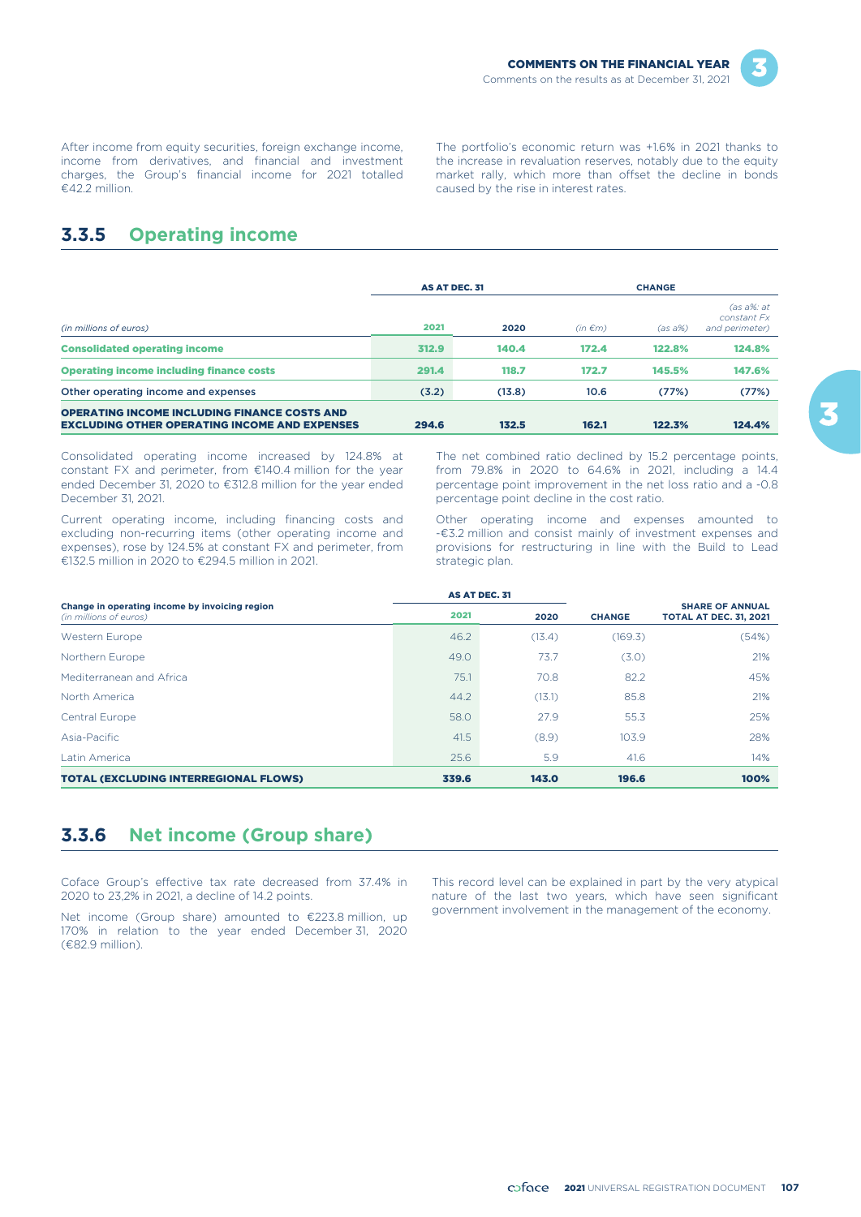After income from equity securities, foreign exchange income, income from derivatives, and financial and investment charges, the Group's financial income for 2021 totalled €42.2 million.

The portfolio's economic return was +1.6% in 2021 thanks to the increase in revaluation reserves, notably due to the equity market rally, which more than offset the decline in bonds caused by the rise in interest rates.

## 3.3.5 Operating income

| *(in millions of euros)* | AS AT DEC. 31 | | CHANGE | | |
|---|---|---|---|---|---|
| | 2021 | 2020 | *(in €m)* | *(as a%)* | *(as a%: at constant Fx and perimeter)* |
| **Consolidated operating income** | **312.9** | **140.4** | **172.4** | **122.8%** | **124.8%** |
| **Operating income including finance costs** | **291.4** | **118.7** | **172.7** | **145.5%** | **147.6%** |
| Other operating income and expenses | (3.2) | (13.8) | 10.6 | (77%) | (77%) |
| **OPERATING INCOME INCLUDING FINANCE COSTS AND EXCLUDING OTHER OPERATING INCOME AND EXPENSES** | **294.6** | **132.5** | **162.1** | **122.3%** | **124.4%** |

Consolidated operating income increased by 124.8% at constant FX and perimeter, from €140.4 million for the year ended December 31, 2020 to €312.8 million for the year ended December 31, 2021.

Current operating income, including financing costs and excluding non-recurring items (other operating income and expenses), rose by 124.5% at constant FX and perimeter, from €132.5 million in 2020 to €294.5 million in 2021.

The net combined ratio declined by 15.2 percentage points, from 79.8% in 2020 to 64.6% in 2021, including a 14.4 percentage point improvement in the net loss ratio and a -0.8 percentage point decline in the cost ratio.

Other operating income and expenses amounted to -€3.2 million and consist mainly of investment expenses and provisions for restructuring in line with the Build to Lead strategic plan.

| **Change in operating income by invoicing region** *(in millions of euros)* | AS AT DEC. 31 | | | |
|---|---|---|---|---|
| | 2021 | 2020 | CHANGE | SHARE OF ANNUAL TOTAL AT DEC. 31, 2021 |
| Western Europe | 46.2 | (13.4) | (169.3) | (54%) |
| Northern Europe | 49.0 | 73.7 | (3.0) | 21% |
| Mediterranean and Africa | 75.1 | 70.8 | 82.2 | 45% |
| North America | 44.2 | (13.1) | 85.8 | 21% |
| Central Europe | 58.0 | 27.9 | 55.3 | 25% |
| Asia-Pacific | 41.5 | (8.9) | 103.9 | 28% |
| Latin America | 25.6 | 5.9 | 41.6 | 14% |
| **TOTAL (EXCLUDING INTERREGIONAL FLOWS)** | **339.6** | **143.0** | **196.6** | **100%** |

## 3.3.6 Net income (Group share)

Coface Group's effective tax rate decreased from 37.4% in 2020 to 23,2% in 2021, a decline of 14.2 points.

Net income (Group share) amounted to €223.8 million, up 170% in relation to the year ended December 31, 2020 (€82.9 million).

This record level can be explained in part by the very atypical nature of the last two years, which have seen significant government involvement in the management of the economy.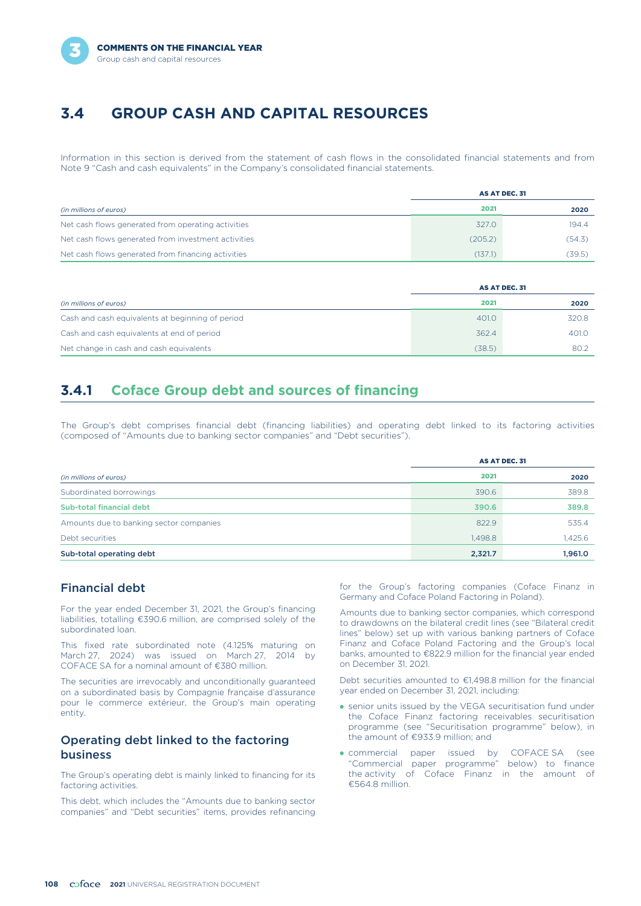## 3.4 GROUP CASH AND CAPITAL RESOURCES

Information in this section is derived from the statement of cash flows in the consolidated financial statements and from Note 9 "Cash and cash equivalents" in the Company's consolidated financial statements.

| *(in millions of euros)* | AS AT DEC. 31 | |
|---|---|---|
| | 2021 | 2020 |
| Net cash flows generated from operating activities | 327.0 | 194.4 |
| Net cash flows generated from investment activities | (205.2) | (54.3) |
| Net cash flows generated from financing activities | (137.1) | (39.5) |

| *(in millions of euros)* | AS AT DEC. 31 | |
|---|---|---|
| | 2021 | 2020 |
| Cash and cash equivalents at beginning of period | 401.0 | 320.8 |
| Cash and cash equivalents at end of period | 362.4 | 401.0 |
| Net change in cash and cash equivalents | (38.5) | 80.2 |

### 3.4.1 Coface Group debt and sources of financing

The Group's debt comprises financial debt (financing liabilities) and operating debt linked to its factoring activities (composed of "Amounts due to banking sector companies" and "Debt securities").

| *(in millions of euros)* | AS AT DEC. 31 | |
|---|---|---|
| | 2021 | 2020 |
| Subordinated borrowings | 390.6 | 389.8 |
| **Sub-total financial debt** | **390.6** | **389.8** |
| Amounts due to banking sector companies | 822.9 | 535.4 |
| Debt securities | 1,498.8 | 1,425.6 |
| **Sub-total operating debt** | **2,321.7** | **1,961.0** |

#### Financial debt

For the year ended December 31, 2021, the Group's financing liabilities, totalling €390.6 million, are comprised solely of the subordinated loan.

This fixed rate subordinated note (4.125% maturing on March 27, 2024) was issued on March 27, 2014 by COFACE SA for a nominal amount of €380 million.

The securities are irrevocably and unconditionally guaranteed on a subordinated basis by Compagnie française d'assurance pour le commerce extérieur, the Group's main operating entity.

#### Operating debt linked to the factoring business

The Group's operating debt is mainly linked to financing for its factoring activities.

This debt, which includes the "Amounts due to banking sector companies" and "Debt securities" items, provides refinancing for the Group's factoring companies (Coface Finanz in Germany and Coface Poland Factoring in Poland).

Amounts due to banking sector companies, which correspond to drawdowns on the bilateral credit lines (see "Bilateral credit lines" below) set up with various banking partners of Coface Finanz and Coface Poland Factoring and the Group's local banks, amounted to €822.9 million for the financial year ended on December 31, 2021.

Debt securities amounted to €1,498.8 million for the financial year ended on December 31, 2021, including:

- senior units issued by the VEGA securitisation fund under the Coface Finanz factoring receivables securitisation programme (see "Securitisation programme" below), in the amount of €933.9 million; and
- commercial paper issued by COFACE SA (see "Commercial paper programme" below) to finance the activity of Coface Finanz in the amount of €564.8 million.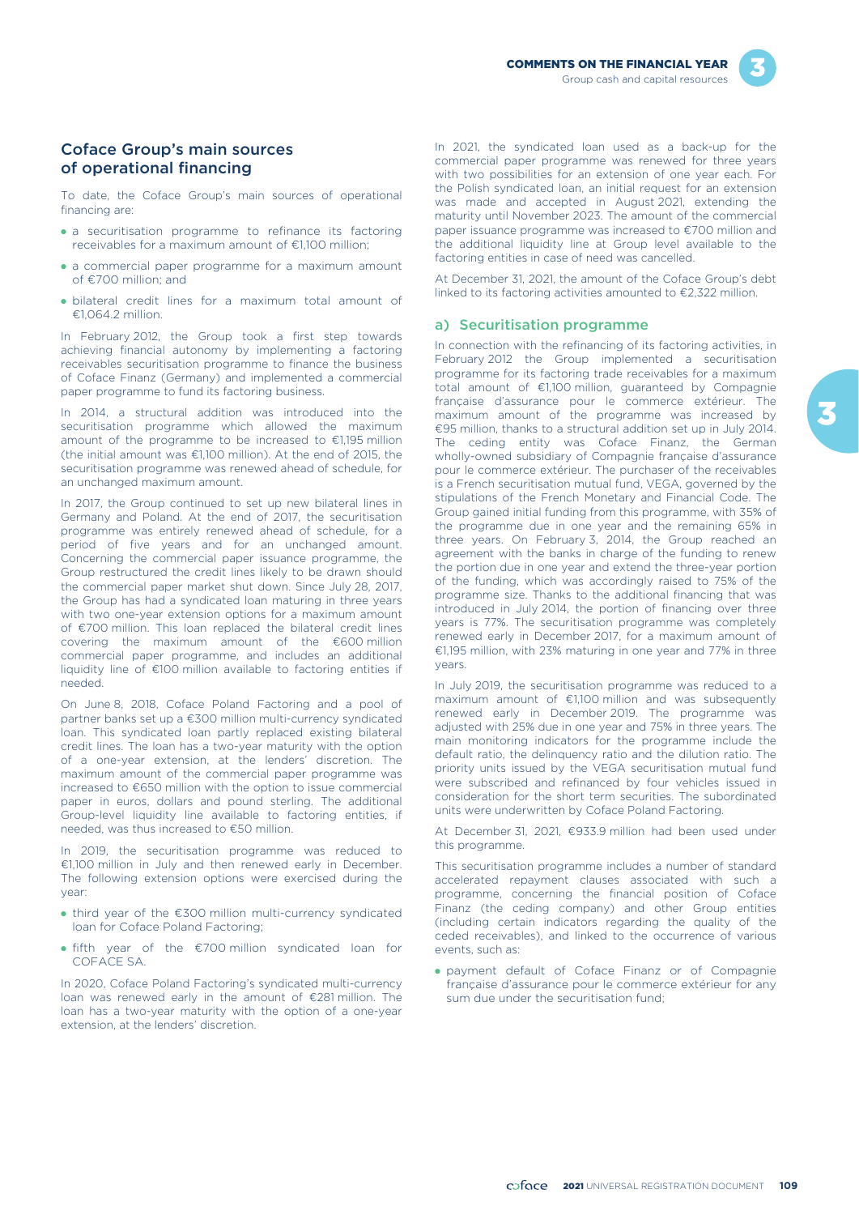## Coface Group's main sources of operational financing

To date, the Coface Group's main sources of operational financing are:

- a securitisation programme to refinance its factoring receivables for a maximum amount of €1,100 million;
- a commercial paper programme for a maximum amount of €700 million; and
- bilateral credit lines for a maximum total amount of €1,064.2 million.

In February 2012, the Group took a first step towards achieving financial autonomy by implementing a factoring receivables securitisation programme to finance the business of Coface Finanz (Germany) and implemented a commercial paper programme to fund its factoring business.

In 2014, a structural addition was introduced into the securitisation programme which allowed the maximum amount of the programme to be increased to €1,195 million (the initial amount was €1,100 million). At the end of 2015, the securitisation programme was renewed ahead of schedule, for an unchanged maximum amount.

In 2017, the Group continued to set up new bilateral lines in Germany and Poland. At the end of 2017, the securitisation programme was entirely renewed ahead of schedule, for a period of five years and for an unchanged amount. Concerning the commercial paper issuance programme, the Group restructured the credit lines likely to be drawn should the commercial paper market shut down. Since July 28, 2017, the Group has had a syndicated loan maturing in three years with two one-year extension options for a maximum amount of €700 million. This loan replaced the bilateral credit lines covering the maximum amount of the €600 million commercial paper programme, and includes an additional liquidity line of €100 million available to factoring entities if needed.

On June 8, 2018, Coface Poland Factoring and a pool of partner banks set up a €300 million multi-currency syndicated loan. This syndicated loan partly replaced existing bilateral credit lines. The loan has a two-year maturity with the option of a one-year extension, at the lenders' discretion. The maximum amount of the commercial paper programme was increased to €650 million with the option to issue commercial paper in euros, dollars and pound sterling. The additional Group-level liquidity line available to factoring entities, if needed, was thus increased to €50 million.

In 2019, the securitisation programme was reduced to €1,100 million in July and then renewed early in December. The following extension options were exercised during the year:

- third year of the €300 million multi-currency syndicated loan for Coface Poland Factoring;
- fifth year of the €700 million syndicated loan for COFACE SA.

In 2020, Coface Poland Factoring's syndicated multi-currency loan was renewed early in the amount of €281 million. The loan has a two-year maturity with the option of a one-year extension, at the lenders' discretion.

In 2021, the syndicated loan used as a back-up for the commercial paper programme was renewed for three years with two possibilities for an extension of one year each. For the Polish syndicated loan, an initial request for an extension was made and accepted in August 2021, extending the maturity until November 2023. The amount of the commercial paper issuance programme was increased to €700 million and the additional liquidity line at Group level available to the factoring entities in case of need was cancelled.

At December 31, 2021, the amount of the Coface Group's debt linked to its factoring activities amounted to €2,322 million.

### a) Securitisation programme

In connection with the refinancing of its factoring activities, in February 2012 the Group implemented a securitisation programme for its factoring trade receivables for a maximum total amount of €1,100 million, guaranteed by Compagnie française d'assurance pour le commerce extérieur. The maximum amount of the programme was increased by €95 million, thanks to a structural addition set up in July 2014. The ceding entity was Coface Finanz, the German wholly-owned subsidiary of Compagnie française d'assurance pour le commerce extérieur. The purchaser of the receivables is a French securitisation mutual fund, VEGA, governed by the stipulations of the French Monetary and Financial Code. The Group gained initial funding from this programme, with 35% of the programme due in one year and the remaining 65% in three years. On February 3, 2014, the Group reached an agreement with the banks in charge of the funding to renew the portion due in one year and extend the three-year portion of the funding, which was accordingly raised to 75% of the programme size. Thanks to the additional financing that was introduced in July 2014, the portion of financing over three years is 77%. The securitisation programme was completely renewed early in December 2017, for a maximum amount of €1,195 million, with 23% maturing in one year and 77% in three years.

In July 2019, the securitisation programme was reduced to a maximum amount of €1,100 million and was subsequently renewed early in December 2019. The programme was adjusted with 25% due in one year and 75% in three years. The main monitoring indicators for the programme include the default ratio, the delinquency ratio and the dilution ratio. The priority units issued by the VEGA securitisation mutual fund were subscribed and refinanced by four vehicles issued in consideration for the short term securities. The subordinated units were underwritten by Coface Poland Factoring.

At December 31, 2021, €933.9 million had been used under this programme.

This securitisation programme includes a number of standard accelerated repayment clauses associated with such a programme, concerning the financial position of Coface Finanz (the ceding company) and other Group entities (including certain indicators regarding the quality of the ceded receivables), and linked to the occurrence of various events, such as:

- payment default of Coface Finanz or of Compagnie française d'assurance pour le commerce extérieur for any sum due under the securitisation fund;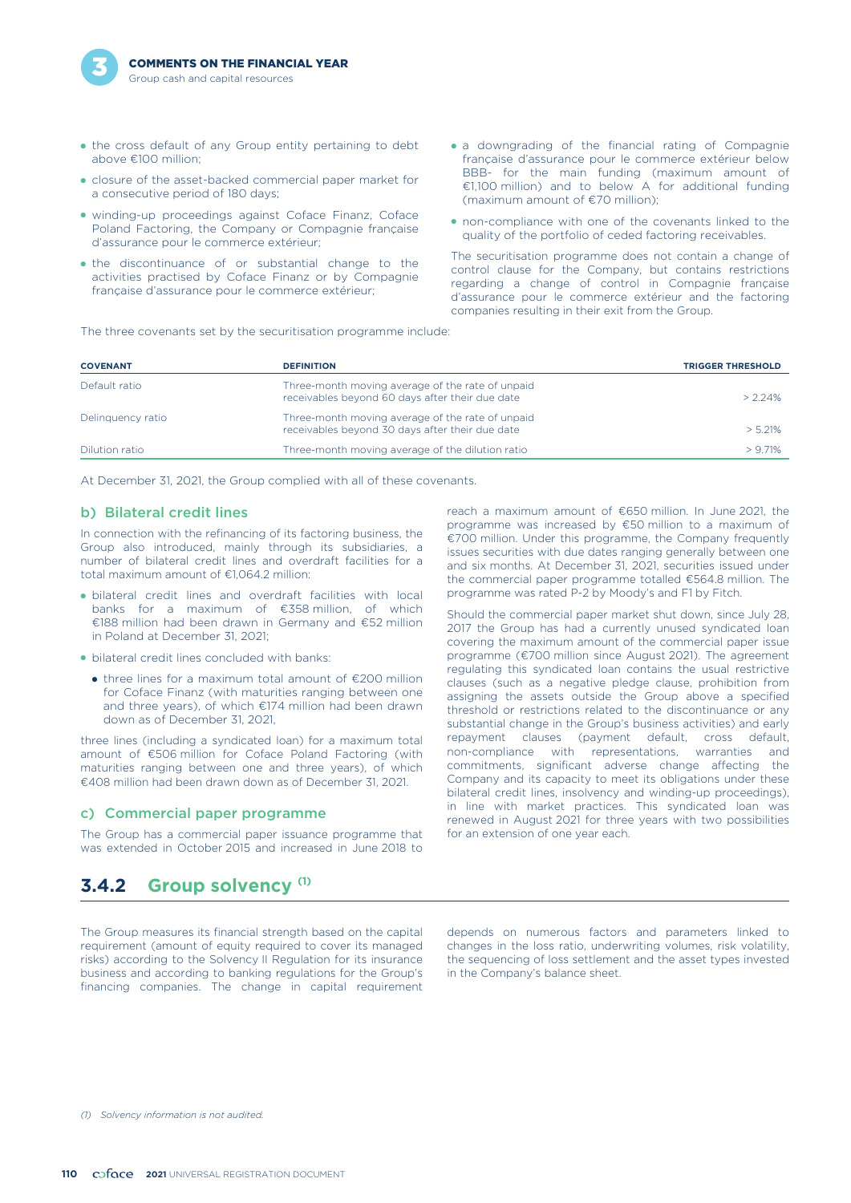- the cross default of any Group entity pertaining to debt above €100 million;
- closure of the asset-backed commercial paper market for a consecutive period of 180 days;
- winding-up proceedings against Coface Finanz, Coface Poland Factoring, the Company or Compagnie française d'assurance pour le commerce extérieur;
- the discontinuance of or substantial change to the activities practised by Coface Finanz or by Compagnie française d'assurance pour le commerce extérieur;
- a downgrading of the financial rating of Compagnie française d'assurance pour le commerce extérieur below BBB- for the main funding (maximum amount of €1,100 million) and to below A for additional funding (maximum amount of €70 million);
- non-compliance with one of the covenants linked to the quality of the portfolio of ceded factoring receivables.

The securitisation programme does not contain a change of control clause for the Company, but contains restrictions regarding a change of control in Compagnie française d'assurance pour le commerce extérieur and the factoring companies resulting in their exit from the Group.

The three covenants set by the securitisation programme include:

| COVENANT | DEFINITION | TRIGGER THRESHOLD |
|---|---|---|
| Default ratio | Three-month moving average of the rate of unpaid receivables beyond 60 days after their due date | > 2.24% |
| Delinquency ratio | Three-month moving average of the rate of unpaid receivables beyond 30 days after their due date | > 5.21% |
| Dilution ratio | Three-month moving average of the dilution ratio | > 9.71% |

At December 31, 2021, the Group complied with all of these covenants.

### b) Bilateral credit lines

In connection with the refinancing of its factoring business, the Group also introduced, mainly through its subsidiaries, a number of bilateral credit lines and overdraft facilities for a total maximum amount of €1,064.2 million:

- bilateral credit lines and overdraft facilities with local banks for a maximum of €358 million, of which €188 million had been drawn in Germany and €52 million in Poland at December 31, 2021;
- bilateral credit lines concluded with banks:
  - three lines for a maximum total amount of €200 million for Coface Finanz (with maturities ranging between one and three years), of which €174 million had been drawn down as of December 31, 2021,

three lines (including a syndicated loan) for a maximum total amount of €506 million for Coface Poland Factoring (with maturities ranging between one and three years), of which €408 million had been drawn down as of December 31, 2021.

### c) Commercial paper programme

The Group has a commercial paper issuance programme that was extended in October 2015 and increased in June 2018 to reach a maximum amount of €650 million. In June 2021, the programme was increased by €50 million to a maximum of €700 million. Under this programme, the Company frequently issues securities with due dates ranging generally between one and six months. At December 31, 2021, securities issued under the commercial paper programme totalled €564.8 million. The programme was rated P-2 by Moody's and F1 by Fitch.

Should the commercial paper market shut down, since July 28, 2017 the Group has had a currently unused syndicated loan covering the maximum amount of the commercial paper issue programme (€700 million since August 2021). The agreement regulating this syndicated loan contains the usual restrictive clauses (such as a negative pledge clause, prohibition from assigning the assets outside the Group above a specified threshold or restrictions related to the discontinuance or any substantial change in the Group's business activities) and early repayment clauses (payment default, cross default, non-compliance with representations, warranties and commitments, significant adverse change affecting the Company and its capacity to meet its obligations under these bilateral credit lines, insolvency and winding-up proceedings), in line with market practices. This syndicated loan was renewed in August 2021 for three years with two possibilities for an extension of one year each.

## 3.4.2 Group solvency [(1)]

The Group measures its financial strength based on the capital requirement (amount of equity required to cover its managed risks) according to the Solvency II Regulation for its insurance business and according to banking regulations for the Group's financing companies. The change in capital requirement depends on numerous factors and parameters linked to changes in the loss ratio, underwriting volumes, risk volatility, the sequencing of loss settlement and the asset types invested in the Company's balance sheet.

*(1) Solvency information is not audited.*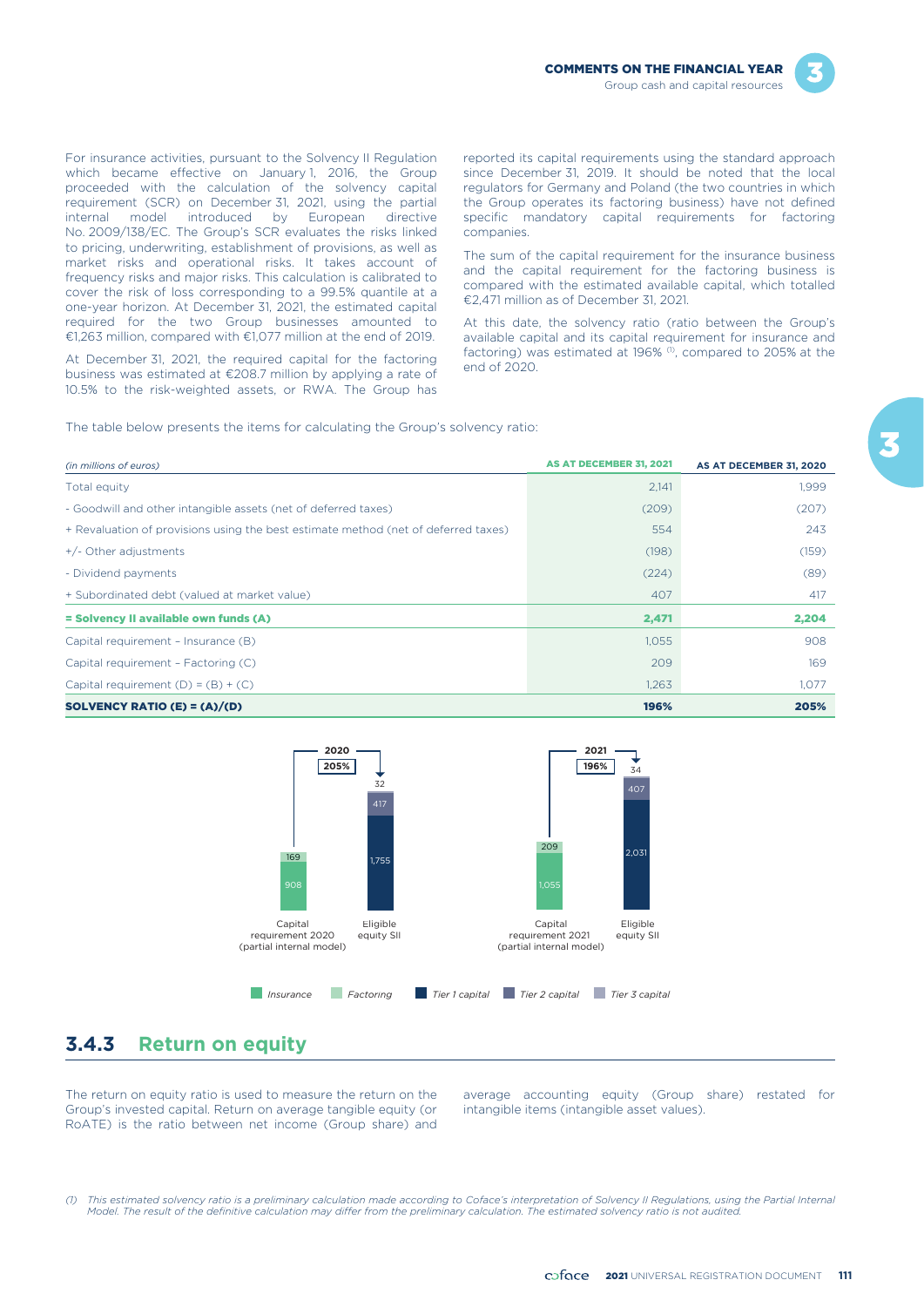For insurance activities, pursuant to the Solvency II Regulation which became effective on January 1, 2016, the Group proceeded with the calculation of the solvency capital requirement (SCR) on December 31, 2021, using the partial internal model introduced by European directive No. 2009/138/EC. The Group's SCR evaluates the risks linked to pricing, underwriting, establishment of provisions, as well as market risks and operational risks. It takes account of frequency risks and major risks. This calculation is calibrated to cover the risk of loss corresponding to a 99.5% quantile at a one-year horizon. At December 31, 2021, the estimated capital required for the two Group businesses amounted to €1,263 million, compared with €1,077 million at the end of 2019.

At December 31, 2021, the required capital for the factoring business was estimated at €208.7 million by applying a rate of 10.5% to the risk-weighted assets, or RWA. The Group has reported its capital requirements using the standard approach since December 31, 2019. It should be noted that the local regulators for Germany and Poland (the two countries in which the Group operates its factoring business) have not defined specific mandatory capital requirements for factoring companies.

The sum of the capital requirement for the insurance business and the capital requirement for the factoring business is compared with the estimated available capital, which totalled €2,471 million as of December 31, 2021.

At this date, the solvency ratio (ratio between the Group's available capital and its capital requirement for insurance and factoring) was estimated at 196% [(1)], compared to 205% at the end of 2020.

The table below presents the items for calculating the Group's solvency ratio:

| *(in millions of euros)* | AS AT DECEMBER 31, 2021 | AS AT DECEMBER 31, 2020 |
|---|---|---|
| Total equity | 2,141 | 1,999 |
| - Goodwill and other intangible assets (net of deferred taxes) | (209) | (207) |
| + Revaluation of provisions using the best estimate method (net of deferred taxes) | 554 | 243 |
| +/- Other adjustments | (198) | (159) |
| - Dividend payments | (224) | (89) |
| + Subordinated debt (valued at market value) | 407 | 417 |
| **= Solvency II available own funds (A)** | **2,471** | **2,204** |
| Capital requirement – Insurance (B) | 1,055 | 908 |
| Capital requirement – Factoring (C) | 209 | 169 |
| Capital requirement (D) = (B) + (C) | 1,263 | 1,077 |
| **SOLVENCY RATIO (E) = (A)/(D)** | **196%** | **205%** |

| | 2020 (205%) | 2021 (196%) |
|---|---|---|
| **Capital requirement (partial internal model)** | | |
| Insurance | 908 | 1,055 |
| Factoring | 169 | 209 |
| **Eligible equity SII** | | |
| Tier 1 capital | 1,755 | 2,031 |
| Tier 2 capital | 417 | 407 |
| Tier 3 capital | 32 | 34 |

## 3.4.3 Return on equity

The return on equity ratio is used to measure the return on the Group's invested capital. Return on average tangible equity (or RoATE) is the ratio between net income (Group share) and average accounting equity (Group share) restated for intangible items (intangible asset values).

(1) *This estimated solvency ratio is a preliminary calculation made according to Coface's interpretation of Solvency II Regulations, using the Partial Internal Model. The result of the definitive calculation may differ from the preliminary calculation. The estimated solvency ratio is not audited.*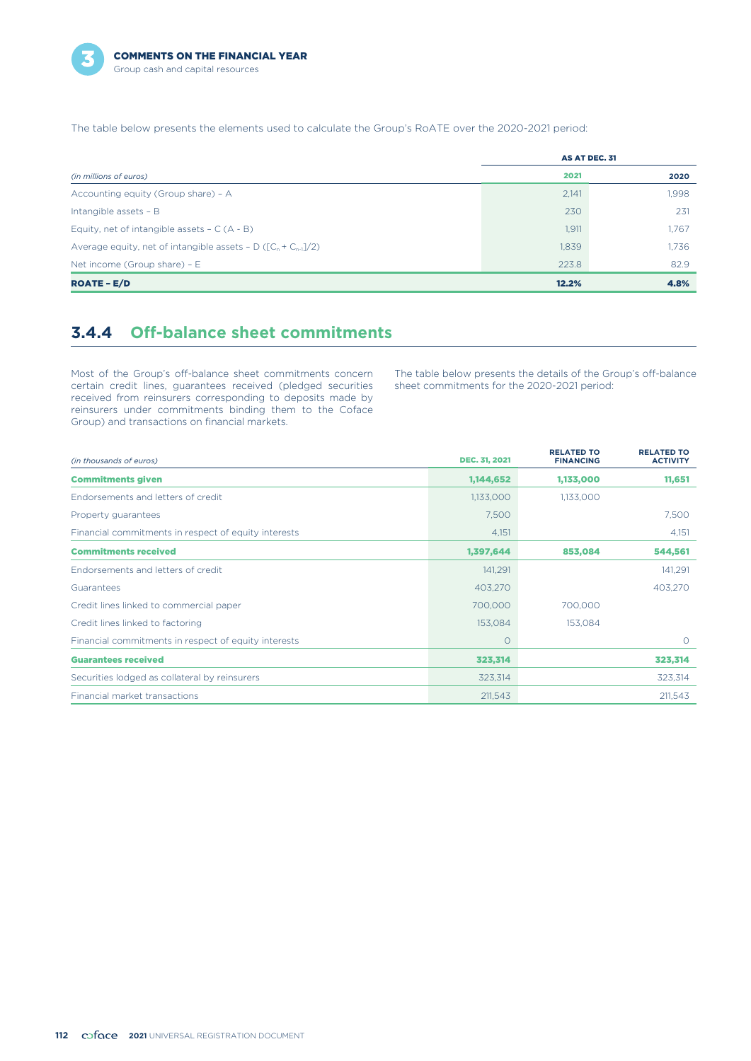The table below presents the elements used to calculate the Group's RoATE over the 2020-2021 period:

| *(in millions of euros)* | AS AT DEC. 31 | |
|---|---|---|
| | **2021** | **2020** |
| Accounting equity (Group share) – A | 2,141 | 1,998 |
| Intangible assets – B | 230 | 231 |
| Equity, net of intangible assets – C (A - B) | 1,911 | 1,767 |
| Average equity, net of intangible assets – D ($[C_n + C_{n-1}]/2$) | 1,839 | 1,736 |
| Net income (Group share) – E | 223.8 | 82.9 |
| **ROATE – E/D** | **12.2%** | **4.8%** |

## 3.4.4 Off-balance sheet commitments

Most of the Group's off-balance sheet commitments concern certain credit lines, guarantees received (pledged securities received from reinsurers corresponding to deposits made by reinsurers under commitments binding them to the Coface Group) and transactions on financial markets.

The table below presents the details of the Group's off-balance sheet commitments for the 2020-2021 period:

| *(in thousands of euros)* | DEC. 31, 2021 | RELATED TO FINANCING | RELATED TO ACTIVITY |
|---|---|---|---|
| **Commitments given** | **1,144,652** | **1,133,000** | **11,651** |
| Endorsements and letters of credit | 1,133,000 | 1,133,000 | |
| Property guarantees | 7,500 | | 7,500 |
| Financial commitments in respect of equity interests | 4,151 | | 4,151 |
| **Commitments received** | **1,397,644** | **853,084** | **544,561** |
| Endorsements and letters of credit | 141,291 | | 141,291 |
| Guarantees | 403,270 | | 403,270 |
| Credit lines linked to commercial paper | 700,000 | 700,000 | |
| Credit lines linked to factoring | 153,084 | 153,084 | |
| Financial commitments in respect of equity interests | 0 | | 0 |
| **Guarantees received** | **323,314** | | **323,314** |
| Securities lodged as collateral by reinsurers | 323,314 | | 323,314 |
| Financial market transactions | 211,543 | | 211,543 |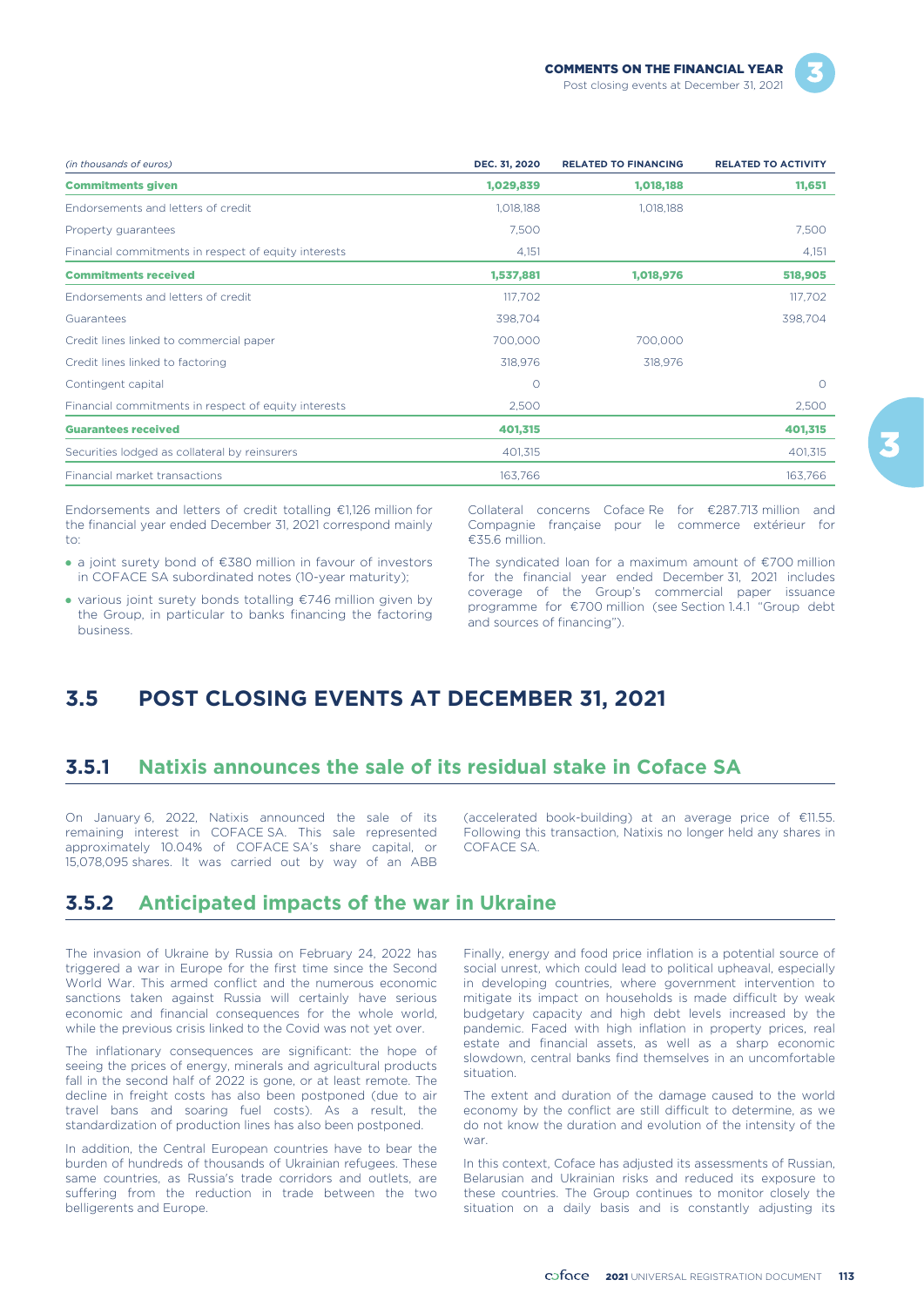| *(in thousands of euros)* | DEC. 31, 2020 | RELATED TO FINANCING | RELATED TO ACTIVITY |
|---|---|---|---|
| **Commitments given** | **1,029,839** | **1,018,188** | **11,651** |
| Endorsements and letters of credit | 1,018,188 | 1,018,188 | |
| Property guarantees | 7,500 | | 7,500 |
| Financial commitments in respect of equity interests | 4,151 | | 4,151 |
| **Commitments received** | **1,537,881** | **1,018,976** | **518,905** |
| Endorsements and letters of credit | 117,702 | | 117,702 |
| Guarantees | 398,704 | | 398,704 |
| Credit lines linked to commercial paper | 700,000 | 700,000 | |
| Credit lines linked to factoring | 318,976 | 318,976 | |
| Contingent capital | 0 | | 0 |
| Financial commitments in respect of equity interests | 2,500 | | 2,500 |
| **Guarantees received** | **401,315** | | **401,315** |
| Securities lodged as collateral by reinsurers | 401,315 | | 401,315 |
| Financial market transactions | 163,766 | | 163,766 |

Endorsements and letters of credit totalling €1,126 million for the financial year ended December 31, 2021 correspond mainly to:

- a joint surety bond of €380 million in favour of investors in COFACE SA subordinated notes (10-year maturity);
- various joint surety bonds totalling €746 million given by the Group, in particular to banks financing the factoring business.

Collateral concerns Coface Re for €287.713 million and Compagnie française pour le commerce extérieur for €35.6 million.

The syndicated loan for a maximum amount of €700 million for the financial year ended December 31, 2021 includes coverage of the Group's commercial paper issuance programme for €700 million (see Section 1.4.1 "Group debt and sources of financing").

# 3.5 POST CLOSING EVENTS AT DECEMBER 31, 2021

## 3.5.1 Natixis announces the sale of its residual stake in Coface SA

On January 6, 2022, Natixis announced the sale of its remaining interest in COFACE SA. This sale represented approximately 10.04% of COFACE SA's share capital, or 15,078,095 shares. It was carried out by way of an ABB (accelerated book-building) at an average price of €11.55. Following this transaction, Natixis no longer held any shares in COFACE SA.

## 3.5.2 Anticipated impacts of the war in Ukraine

The invasion of Ukraine by Russia on February 24, 2022 has triggered a war in Europe for the first time since the Second World War. This armed conflict and the numerous economic sanctions taken against Russia will certainly have serious economic and financial consequences for the whole world, while the previous crisis linked to the Covid was not yet over.

The inflationary consequences are significant: the hope of seeing the prices of energy, minerals and agricultural products fall in the second half of 2022 is gone, or at least remote. The decline in freight costs has also been postponed (due to air travel bans and soaring fuel costs). As a result, the standardization of production lines has also been postponed.

In addition, the Central European countries have to bear the burden of hundreds of thousands of Ukrainian refugees. These same countries, as Russia's trade corridors and outlets, are suffering from the reduction in trade between the two belligerents and Europe.

Finally, energy and food price inflation is a potential source of social unrest, which could lead to political upheaval, especially in developing countries, where government intervention to mitigate its impact on households is made difficult by weak budgetary capacity and high debt levels increased by the pandemic. Faced with high inflation in property prices, real estate and financial assets, as well as a sharp economic slowdown, central banks find themselves in an uncomfortable situation.

The extent and duration of the damage caused to the world economy by the conflict are still difficult to determine, as we do not know the duration and evolution of the intensity of the war.

In this context, Coface has adjusted its assessments of Russian, Belarusian and Ukrainian risks and reduced its exposure to these countries. The Group continues to monitor closely the situation on a daily basis and is constantly adjusting its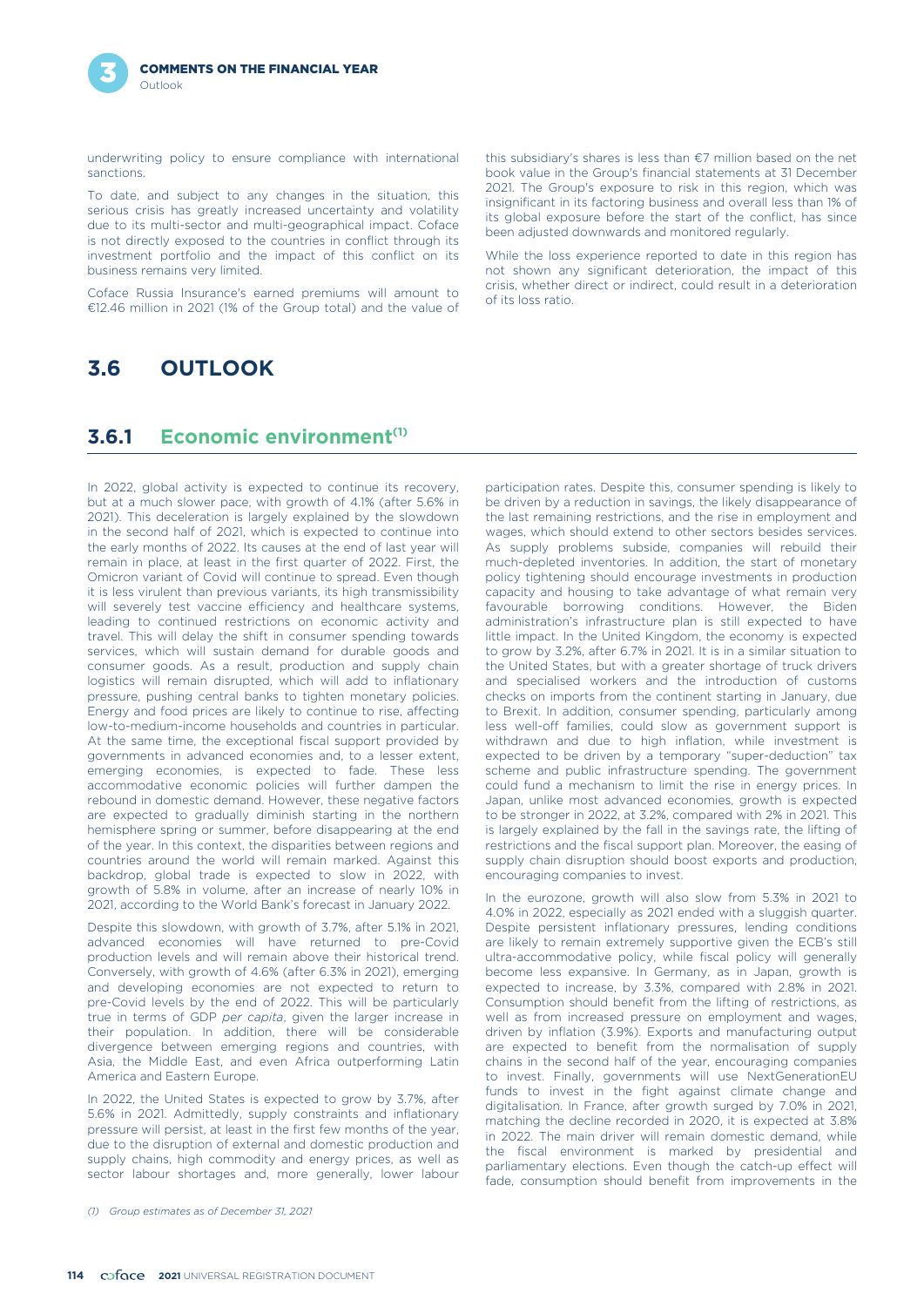underwriting policy to ensure compliance with international sanctions.

To date, and subject to any changes in the situation, this serious crisis has greatly increased uncertainty and volatility due to its multi-sector and multi-geographical impact. Coface is not directly exposed to the countries in conflict through its investment portfolio and the impact of this conflict on its business remains very limited.

Coface Russia Insurance's earned premiums will amount to €12.46 million in 2021 (1% of the Group total) and the value of this subsidiary's shares is less than €7 million based on the net book value in the Group's financial statements at 31 December 2021. The Group's exposure to risk in this region, which was insignificant in its factoring business and overall less than 1% of its global exposure before the start of the conflict, has since been adjusted downwards and monitored regularly.

While the loss experience reported to date in this region has not shown any significant deterioration, the impact of this crisis, whether direct or indirect, could result in a deterioration of its loss ratio.

## 3.6 OUTLOOK

### 3.6.1 Economic environment[1]

In 2022, global activity is expected to continue its recovery, but at a much slower pace, with growth of 4.1% (after 5.6% in 2021). This deceleration is largely explained by the slowdown in the second half of 2021, which is expected to continue into the early months of 2022. Its causes at the end of last year will remain in place, at least in the first quarter of 2022. First, the Omicron variant of Covid will continue to spread. Even though it is less virulent than previous variants, its high transmissibility will severely test vaccine efficiency and healthcare systems, leading to continued restrictions on economic activity and travel. This will delay the shift in consumer spending towards services, which will sustain demand for durable goods and consumer goods. As a result, production and supply chain logistics will remain disrupted, which will add to inflationary pressure, pushing central banks to tighten monetary policies. Energy and food prices are likely to continue to rise, affecting low-to-medium-income households and countries in particular. At the same time, the exceptional fiscal support provided by governments in advanced economies and, to a lesser extent, emerging economies, is expected to fade. These less accommodative economic policies will further dampen the rebound in domestic demand. However, these negative factors are expected to gradually diminish starting in the northern hemisphere spring or summer, before disappearing at the end of the year. In this context, the disparities between regions and countries around the world will remain marked. Against this backdrop, global trade is expected to slow in 2022, with growth of 5.8% in volume, after an increase of nearly 10% in 2021, according to the World Bank's forecast in January 2022.

Despite this slowdown, with growth of 3.7%, after 5.1% in 2021, advanced economies will have returned to pre-Covid production levels and will remain above their historical trend. Conversely, with growth of 4.6% (after 6.3% in 2021), emerging and developing economies are not expected to return to pre-Covid levels by the end of 2022. This will be particularly true in terms of GDP *per capita*, given the larger increase in their population. In addition, there will be considerable divergence between emerging regions and countries, with Asia, the Middle East, and even Africa outperforming Latin America and Eastern Europe.

In 2022, the United States is expected to grow by 3.7%, after 5.6% in 2021. Admittedly, supply constraints and inflationary pressure will persist, at least in the first few months of the year, due to the disruption of external and domestic production and supply chains, high commodity and energy prices, as well as sector labour shortages and, more generally, lower labour participation rates. Despite this, consumer spending is likely to be driven by a reduction in savings, the likely disappearance of the last remaining restrictions, and the rise in employment and wages, which should extend to other sectors besides services. As supply problems subside, companies will rebuild their much-depleted inventories. In addition, the start of monetary policy tightening should encourage investments in production capacity and housing to take advantage of what remain very favourable borrowing conditions. However, the Biden administration's infrastructure plan is still expected to have little impact. In the United Kingdom, the economy is expected to grow by 3.2%, after 6.7% in 2021. It is in a similar situation to the United States, but with a greater shortage of truck drivers and specialised workers and the introduction of customs checks on imports from the continent starting in January, due to Brexit. In addition, consumer spending, particularly among less well-off families, could slow as government support is withdrawn and due to high inflation, while investment is expected to be driven by a temporary "super-deduction" tax scheme and public infrastructure spending. The government could fund a mechanism to limit the rise in energy prices. In Japan, unlike most advanced economies, growth is expected to be stronger in 2022, at 3.2%, compared with 2% in 2021. This is largely explained by the fall in the savings rate, the lifting of restrictions and the fiscal support plan. Moreover, the easing of supply chain disruption should boost exports and production, encouraging companies to invest.

In the eurozone, growth will also slow from 5.3% in 2021 to 4.0% in 2022, especially as 2021 ended with a sluggish quarter. Despite persistent inflationary pressures, lending conditions are likely to remain extremely supportive given the ECB's still ultra-accommodative policy, while fiscal policy will generally become less expansive. In Germany, as in Japan, growth is expected to increase, by 3.3%, compared with 2.8% in 2021. Consumption should benefit from the lifting of restrictions, as well as from increased pressure on employment and wages, driven by inflation (3.9%). Exports and manufacturing output are expected to benefit from the normalisation of supply chains in the second half of the year, encouraging companies to invest. Finally, governments will use NextGenerationEU funds to invest in the fight against climate change and digitalisation. In France, after growth surged by 7.0% in 2021, matching the decline recorded in 2020, it is expected at 3.8% in 2022. The main driver will remain domestic demand, while the fiscal environment is marked by presidential and parliamentary elections. Even though the catch-up effect will fade, consumption should benefit from improvements in the

(1) Group estimates as of December 31, 2021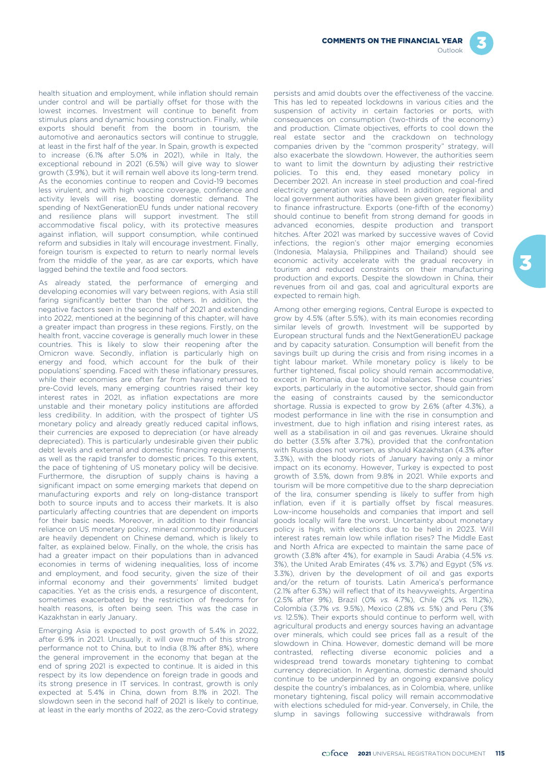health situation and employment, while inflation should remain under control and will be partially offset for those with the lowest incomes. Investment will continue to benefit from stimulus plans and dynamic housing construction. Finally, while exports should benefit from the boom in tourism, the automotive and aeronautics sectors will continue to struggle, at least in the first half of the year. In Spain, growth is expected to increase (6.1% after 5.0% in 2021), while in Italy, the exceptional rebound in 2021 (6.5%) will give way to slower growth (3.9%), but it will remain well above its long-term trend. As the economies continue to reopen and Covid-19 becomes less virulent, and with high vaccine coverage, confidence and activity levels will rise, boosting domestic demand. The spending of NextGenerationEU funds under national recovery and resilience plans will support investment. The still accommodative fiscal policy, with its protective measures against inflation, will support consumption, while continued reform and subsidies in Italy will encourage investment. Finally, foreign tourism is expected to return to nearly normal levels from the middle of the year, as are car exports, which have lagged behind the textile and food sectors.

As already stated, the performance of emerging and developing economies will vary between regions, with Asia still faring significantly better than the others. In addition, the negative factors seen in the second half of 2021 and extending into 2022, mentioned at the beginning of this chapter, will have a greater impact than progress in these regions. Firstly, on the health front, vaccine coverage is generally much lower in these countries. This is likely to slow their reopening after the Omicron wave. Secondly, inflation is particularly high on energy and food, which account for the bulk of their populations' spending. Faced with these inflationary pressures, while their economies are often far from having returned to pre-Covid levels, many emerging countries raised their key interest rates in 2021, as inflation expectations are more unstable and their monetary policy institutions are afforded less credibility. In addition, with the prospect of tighter US monetary policy and already greatly reduced capital inflows, their currencies are exposed to depreciation (or have already depreciated). This is particularly undesirable given their public debt levels and external and domestic financing requirements, as well as the rapid transfer to domestic prices. To this extent, the pace of tightening of US monetary policy will be decisive. Furthermore, the disruption of supply chains is having a significant impact on some emerging markets that depend on manufacturing exports and rely on long-distance transport both to source inputs and to access their markets. It is also particularly affecting countries that are dependent on imports for their basic needs. Moreover, in addition to their financial reliance on US monetary policy, mineral commodity producers are heavily dependent on Chinese demand, which is likely to falter, as explained below. Finally, on the whole, the crisis has had a greater impact on their populations than in advanced economies in terms of widening inequalities, loss of income and employment, and food security, given the size of their informal economy and their governments' limited budget capacities. Yet as the crisis ends, a resurgence of discontent, sometimes exacerbated by the restriction of freedoms for health reasons, is often being seen. This was the case in Kazakhstan in early January.

Emerging Asia is expected to post growth of 5.4% in 2022, after 6.9% in 2021. Unusually, it will owe much of this strong performance not to China, but to India (8.1% after 8%), where the general improvement in the economy that began at the end of spring 2021 is expected to continue. It is aided in this respect by its low dependence on foreign trade in goods and its strong presence in IT services. In contrast, growth is only expected at 5.4% in China, down from 8.1% in 2021. The slowdown seen in the second half of 2021 is likely to continue, at least in the early months of 2022, as the zero-Covid strategy persists and amid doubts over the effectiveness of the vaccine. This has led to repeated lockdowns in various cities and the suspension of activity in certain factories or ports, with consequences on consumption (two-thirds of the economy) and production. Climate objectives, efforts to cool down the real estate sector and the crackdown on technology companies driven by the "common prosperity" strategy, will also exacerbate the slowdown. However, the authorities seem to want to limit the downturn by adjusting their restrictive policies. To this end, they eased monetary policy in December 2021. An increase in steel production and coal-fired electricity generation was allowed. In addition, regional and local government authorities have been given greater flexibility to finance infrastructure. Exports (one-fifth of the economy) should continue to benefit from strong demand for goods in advanced economies, despite production and transport hitches. After 2021 was marked by successive waves of Covid infections, the region's other major emerging economies (Indonesia, Malaysia, Philippines and Thailand) should see economic activity accelerate with the gradual recovery in tourism and reduced constraints on their manufacturing production and exports. Despite the slowdown in China, their revenues from oil and gas, coal and agricultural exports are expected to remain high.

Among other emerging regions, Central Europe is expected to grow by 4.5% (after 5.5%), with its main economies recording similar levels of growth. Investment will be supported by European structural funds and the NextGenerationEU package and by capacity saturation. Consumption will benefit from the savings built up during the crisis and from rising incomes in a tight labour market. While monetary policy is likely to be further tightened, fiscal policy should remain accommodative, except in Romania, due to local imbalances. These countries' exports, particularly in the automotive sector, should gain from the easing of constraints caused by the semiconductor shortage. Russia is expected to grow by 2.6% (after 4.3%), a modest performance in line with the rise in consumption and investment, due to high inflation and rising interest rates, as well as a stabilisation in oil and gas revenues. Ukraine should do better (3.5% after 3.7%), provided that the confrontation with Russia does not worsen, as should Kazakhstan (4.3% after 3.3%), with the bloody riots of January having only a minor impact on its economy. However, Turkey is expected to post growth of 3.5%, down from 9.8% in 2021. While exports and tourism will be more competitive due to the sharp depreciation of the lira, consumer spending is likely to suffer from high inflation, even if it is partially offset by fiscal measures. Low-income households and companies that import and sell goods locally will fare the worst. Uncertainty about monetary policy is high, with elections due to be held in 2023. Will interest rates remain low while inflation rises? The Middle East and North Africa are expected to maintain the same pace of growth (3.8% after 4%), for example in Saudi Arabia (4.5% *vs.* 3%), the United Arab Emirates (4% *vs.* 3.7%) and Egypt (5% *vs.* 3.3%), driven by the development of oil and gas exports and/or the return of tourists. Latin America's performance (2.1% after 6.3%) will reflect that of its heavyweights, Argentina (2.5% after 9%), Brazil (0% *vs.* 4.7%), Chile (2% *vs.* 11.2%), Colombia (3.7% *vs.* 9.5%), Mexico (2.8% *vs.* 5%) and Peru (3% *vs.* 12.5%). Their exports should continue to perform well, with agricultural products and energy sources having an advantage over minerals, which could see prices fall as a result of the slowdown in China. However, domestic demand will be more contrasted, reflecting diverse economic policies and a widespread trend towards monetary tightening to combat currency depreciation. In Argentina, domestic demand should continue to be underpinned by an ongoing expansive policy despite the country's imbalances, as in Colombia, where, unlike monetary tightening, fiscal policy will remain accommodative with elections scheduled for mid-year. Conversely, in Chile, the slump in savings following successive withdrawals from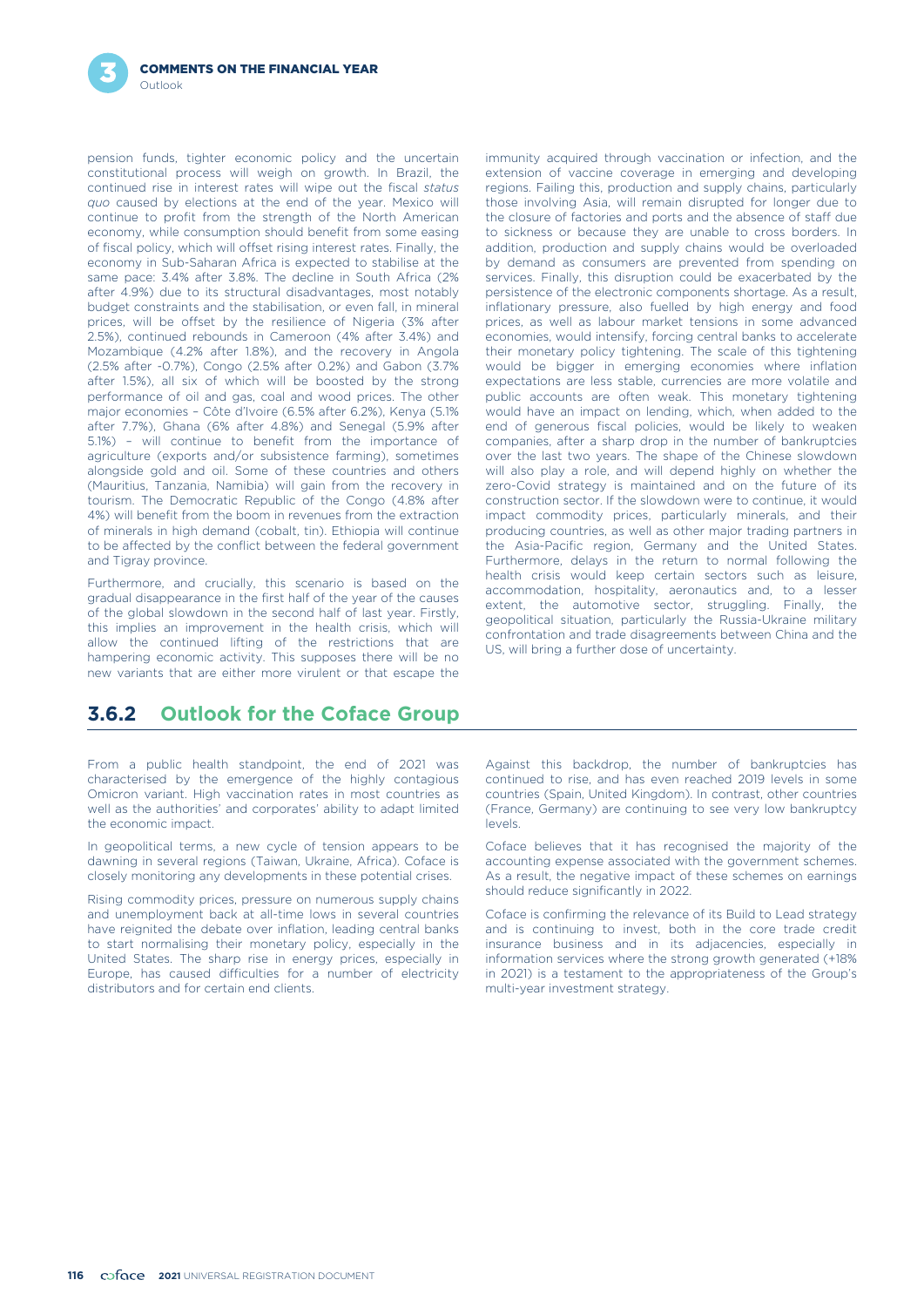pension funds, tighter economic policy and the uncertain constitutional process will weigh on growth. In Brazil, the continued rise in interest rates will wipe out the fiscal *status quo* caused by elections at the end of the year. Mexico will continue to profit from the strength of the North American economy, while consumption should benefit from some easing of fiscal policy, which will offset rising interest rates. Finally, the economy in Sub-Saharan Africa is expected to stabilise at the same pace: 3.4% after 3.8%. The decline in South Africa (2% after 4.9%) due to its structural disadvantages, most notably budget constraints and the stabilisation, or even fall, in mineral prices, will be offset by the resilience of Nigeria (3% after 2.5%), continued rebounds in Cameroon (4% after 3.4%) and Mozambique (4.2% after 1.8%), and the recovery in Angola (2.5% after -0.7%), Congo (2.5% after 0.2%) and Gabon (3.7% after 1.5%), all six of which will be boosted by the strong performance of oil and gas, coal and wood prices. The other major economies – Côte d'Ivoire (6.5% after 6.2%), Kenya (5.1% after 7.7%), Ghana (6% after 4.8%) and Senegal (5.9% after 5.1%) – will continue to benefit from the importance of agriculture (exports and/or subsistence farming), sometimes alongside gold and oil. Some of these countries and others (Mauritius, Tanzania, Namibia) will gain from the recovery in tourism. The Democratic Republic of the Congo (4.8% after 4%) will benefit from the boom in revenues from the extraction of minerals in high demand (cobalt, tin). Ethiopia will continue to be affected by the conflict between the federal government and Tigray province.

Furthermore, and crucially, this scenario is based on the gradual disappearance in the first half of the year of the causes of the global slowdown in the second half of last year. Firstly, this implies an improvement in the health crisis, which will allow the continued lifting of the restrictions that are hampering economic activity. This supposes there will be no new variants that are either more virulent or that escape the immunity acquired through vaccination or infection, and the extension of vaccine coverage in emerging and developing regions. Failing this, production and supply chains, particularly those involving Asia, will remain disrupted for longer due to the closure of factories and ports and the absence of staff due to sickness or because they are unable to cross borders. In addition, production and supply chains would be overloaded by demand as consumers are prevented from spending on services. Finally, this disruption could be exacerbated by the persistence of the electronic components shortage. As a result, inflationary pressure, also fuelled by high energy and food prices, as well as labour market tensions in some advanced economies, would intensify, forcing central banks to accelerate their monetary policy tightening. The scale of this tightening would be bigger in emerging economies where inflation expectations are less stable, currencies are more volatile and public accounts are often weak. This monetary tightening would have an impact on lending, which, when added to the end of generous fiscal policies, would be likely to weaken companies, after a sharp drop in the number of bankruptcies over the last two years. The shape of the Chinese slowdown will also play a role, and will depend highly on whether the zero-Covid strategy is maintained and on the future of its construction sector. If the slowdown were to continue, it would impact commodity prices, particularly minerals, and their producing countries, as well as other major trading partners in the Asia-Pacific region, Germany and the United States. Furthermore, delays in the return to normal following the health crisis would keep certain sectors such as leisure, accommodation, hospitality, aeronautics and, to a lesser extent, the automotive sector, struggling. Finally, the geopolitical situation, particularly the Russia-Ukraine military confrontation and trade disagreements between China and the US, will bring a further dose of uncertainty.

## 3.6.2 Outlook for the Coface Group

From a public health standpoint, the end of 2021 was characterised by the emergence of the highly contagious Omicron variant. High vaccination rates in most countries as well as the authorities' and corporates' ability to adapt limited the economic impact.

In geopolitical terms, a new cycle of tension appears to be dawning in several regions (Taiwan, Ukraine, Africa). Coface is closely monitoring any developments in these potential crises.

Rising commodity prices, pressure on numerous supply chains and unemployment back at all-time lows in several countries have reignited the debate over inflation, leading central banks to start normalising their monetary policy, especially in the United States. The sharp rise in energy prices, especially in Europe, has caused difficulties for a number of electricity distributors and for certain end clients.

Against this backdrop, the number of bankruptcies has continued to rise, and has even reached 2019 levels in some countries (Spain, United Kingdom). In contrast, other countries (France, Germany) are continuing to see very low bankruptcy levels.

Coface believes that it has recognised the majority of the accounting expense associated with the government schemes. As a result, the negative impact of these schemes on earnings should reduce significantly in 2022.

Coface is confirming the relevance of its Build to Lead strategy and is continuing to invest, both in the core trade credit insurance business and in its adjacencies, especially in information services where the strong growth generated (+18% in 2021) is a testament to the appropriateness of the Group's multi-year investment strategy.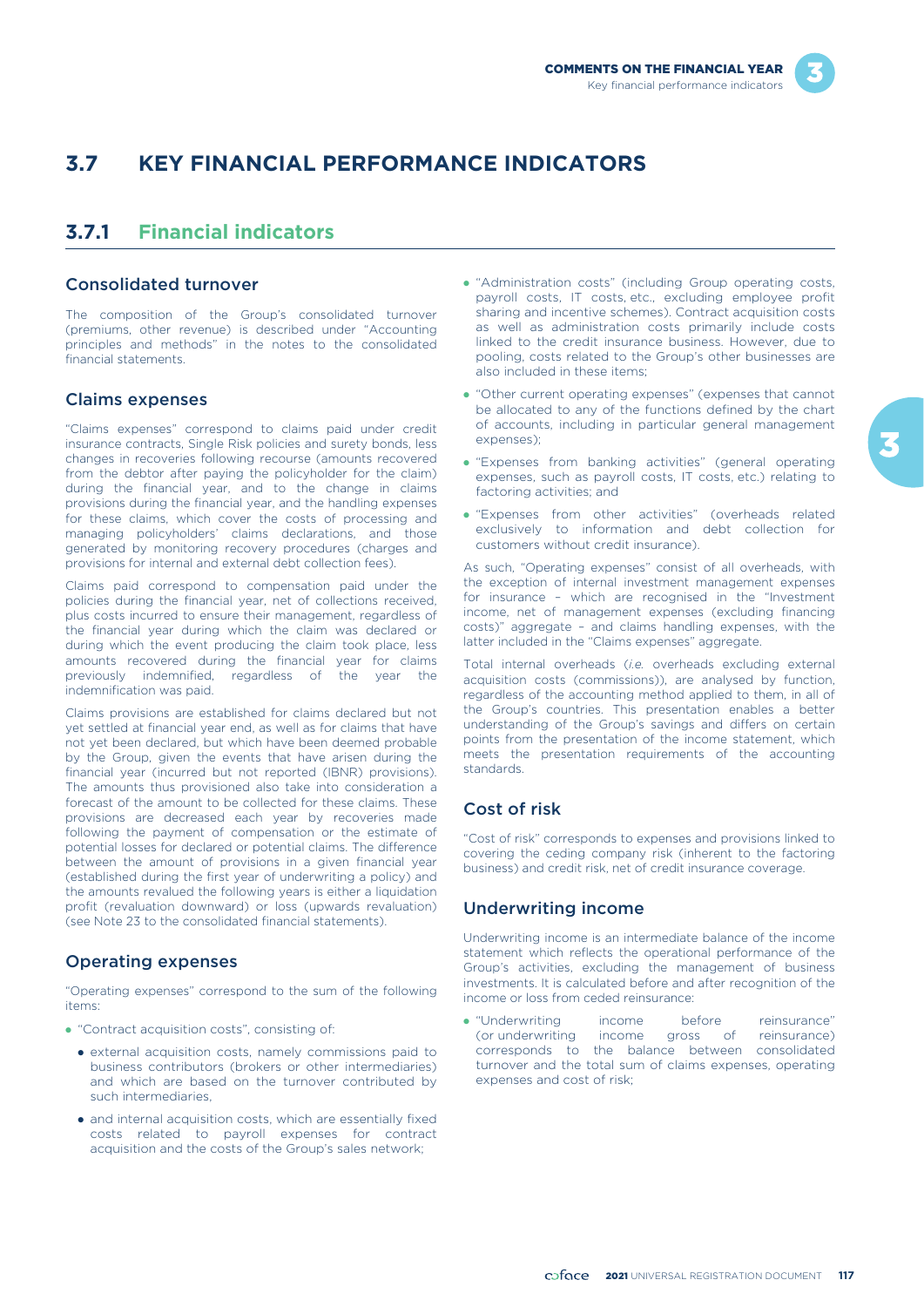## 3.7 KEY FINANCIAL PERFORMANCE INDICATORS

### 3.7.1 Financial indicators

#### Consolidated turnover

The composition of the Group's consolidated turnover (premiums, other revenue) is described under "Accounting principles and methods" in the notes to the consolidated financial statements.

#### Claims expenses

"Claims expenses" correspond to claims paid under credit insurance contracts, Single Risk policies and surety bonds, less changes in recoveries following recourse (amounts recovered from the debtor after paying the policyholder for the claim) during the financial year, and to the change in claims provisions during the financial year, and the handling expenses for these claims, which cover the costs of processing and managing policyholders' claims declarations, and those generated by monitoring recovery procedures (charges and provisions for internal and external debt collection fees).

Claims paid correspond to compensation paid under the policies during the financial year, net of collections received, plus costs incurred to ensure their management, regardless of the financial year during which the claim was declared or during which the event producing the claim took place, less amounts recovered during the financial year for claims previously indemnified, regardless of the year the indemnification was paid.

Claims provisions are established for claims declared but not yet settled at financial year end, as well as for claims that have not yet been declared, but which have been deemed probable by the Group, given the events that have arisen during the financial year (incurred but not reported (IBNR) provisions). The amounts thus provisioned also take into consideration a forecast of the amount to be collected for these claims. These provisions are decreased each year by recoveries made following the payment of compensation or the estimate of potential losses for declared or potential claims. The difference between the amount of provisions in a given financial year (established during the first year of underwriting a policy) and the amounts revalued the following years is either a liquidation profit (revaluation downward) or loss (upwards revaluation) (see Note 23 to the consolidated financial statements).

#### Operating expenses

"Operating expenses" correspond to the sum of the following items:

- "Contract acquisition costs", consisting of:
  - external acquisition costs, namely commissions paid to business contributors (brokers or other intermediaries) and which are based on the turnover contributed by such intermediaries,
  - and internal acquisition costs, which are essentially fixed costs related to payroll expenses for contract acquisition and the costs of the Group's sales network;
- "Administration costs" (including Group operating costs, payroll costs, IT costs, etc., excluding employee profit sharing and incentive schemes). Contract acquisition costs as well as administration costs primarily include costs linked to the credit insurance business. However, due to pooling, costs related to the Group's other businesses are also included in these items;
- "Other current operating expenses" (expenses that cannot be allocated to any of the functions defined by the chart of accounts, including in particular general management expenses);
- "Expenses from banking activities" (general operating expenses, such as payroll costs, IT costs, etc.) relating to factoring activities; and
- "Expenses from other activities" (overheads related exclusively to information and debt collection for customers without credit insurance).

As such, "Operating expenses" consist of all overheads, with the exception of internal investment management expenses for insurance – which are recognised in the "Investment income, net of management expenses (excluding financing costs)" aggregate – and claims handling expenses, with the latter included in the "Claims expenses" aggregate.

Total internal overheads excluding external acquisition costs (*i.e.* overheads excluding external acquisition costs (commissions)), are analysed by function, regardless of the accounting method applied to them, in all of the Group's countries. This presentation enables a better understanding of the Group's savings and differs on certain points from the presentation of the income statement, which meets the presentation requirements of the accounting standards.

#### Cost of risk

"Cost of risk" corresponds to expenses and provisions linked to covering the ceding company risk (inherent to the factoring business) and credit risk, net of credit insurance coverage.

#### Underwriting income

Underwriting income is an intermediate balance of the income statement which reflects the operational performance of the Group's activities, excluding the management of business investments. It is calculated before and after recognition of the income or loss from ceded reinsurance:

- "Underwriting income before reinsurance" (or underwriting income gross of reinsurance) corresponds to the balance between consolidated turnover and the total sum of claims expenses, operating expenses and cost of risk;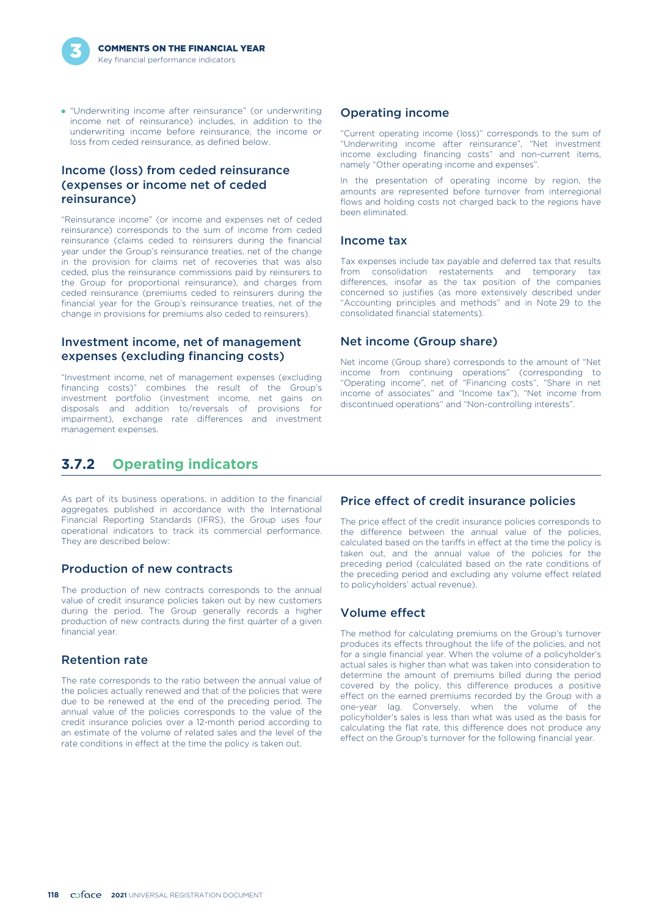- "Underwriting income after reinsurance" (or underwriting income net of reinsurance) includes, in addition to the underwriting income before reinsurance, the income or loss from ceded reinsurance, as defined below.

### Income (loss) from ceded reinsurance (expenses or income net of ceded reinsurance)

"Reinsurance income" (or income and expenses net of ceded reinsurance) corresponds to the sum of income from ceded reinsurance (claims ceded to reinsurers during the financial year under the Group's reinsurance treaties, net of the change in the provision for claims net of recoveries that was also ceded, plus the reinsurance commissions paid by reinsurers to the Group for proportional reinsurance), and charges from ceded reinsurance (premiums ceded to reinsurers during the financial year for the Group's reinsurance treaties, net of the change in provisions for premiums also ceded to reinsurers).

### Investment income, net of management expenses (excluding financing costs)

"Investment income, net of management expenses (excluding financing costs)" combines the result of the Group's investment portfolio (investment income, net gains on disposals and addition to/reversals of provisions for impairment), exchange rate differences and investment management expenses.

### Operating income

"Current operating income (loss)" corresponds to the sum of "Underwriting income after reinsurance", "Net investment income excluding financing costs" and non-current items, namely "Other operating income and expenses".

In the presentation of operating income by region, the amounts are represented before turnover from interregional flows and holding costs not charged back to the regions have been eliminated.

### Income tax

Tax expenses include tax payable and deferred tax that results from consolidation restatements and temporary tax differences, insofar as the tax position of the companies concerned so justifies (as more extensively described under "Accounting principles and methods" and in Note 29 to the consolidated financial statements).

### Net income (Group share)

Net income (Group share) corresponds to the amount of "Net income from continuing operations" (corresponding to "Operating income", net of "Financing costs", "Share in net income of associates" and "Income tax"), "Net income from discontinued operations" and "Non-controlling interests".

## 3.7.2 Operating indicators

As part of its business operations, in addition to the financial aggregates published in accordance with the International Financial Reporting Standards (IFRS), the Group uses four operational indicators to track its commercial performance. They are described below:

### Production of new contracts

The production of new contracts corresponds to the annual value of credit insurance policies taken out by new customers during the period. The Group generally records a higher production of new contracts during the first quarter of a given financial year.

### Retention rate

The rate corresponds to the ratio between the annual value of the policies actually renewed and that of the policies that were due to be renewed at the end of the preceding period. The annual value of the policies corresponds to the value of the credit insurance policies over a 12-month period according to an estimate of the volume of related sales and the level of the rate conditions in effect at the time the policy is taken out.

### Price effect of credit insurance policies

The price effect of the credit insurance policies corresponds to the difference between the annual value of the policies, calculated based on the tariffs in effect at the time the policy is taken out, and the annual value of the policies for the preceding period (calculated based on the rate conditions of the preceding period and excluding any volume effect related to policyholders' actual revenue).

### Volume effect

The method for calculating premiums on the Group's turnover produces its effects throughout the life of the policies, and not for a single financial year. When the volume of a policyholder's actual sales is higher than what was taken into consideration to determine the amount of premiums billed during the period covered by the policy, this difference produces a positive effect on the earned premiums recorded by the Group with a one-year lag. Conversely, when the volume of the policyholder's sales is less than what was used as the basis for calculating the flat rate, this difference does not produce any effect on the Group's turnover for the following financial year.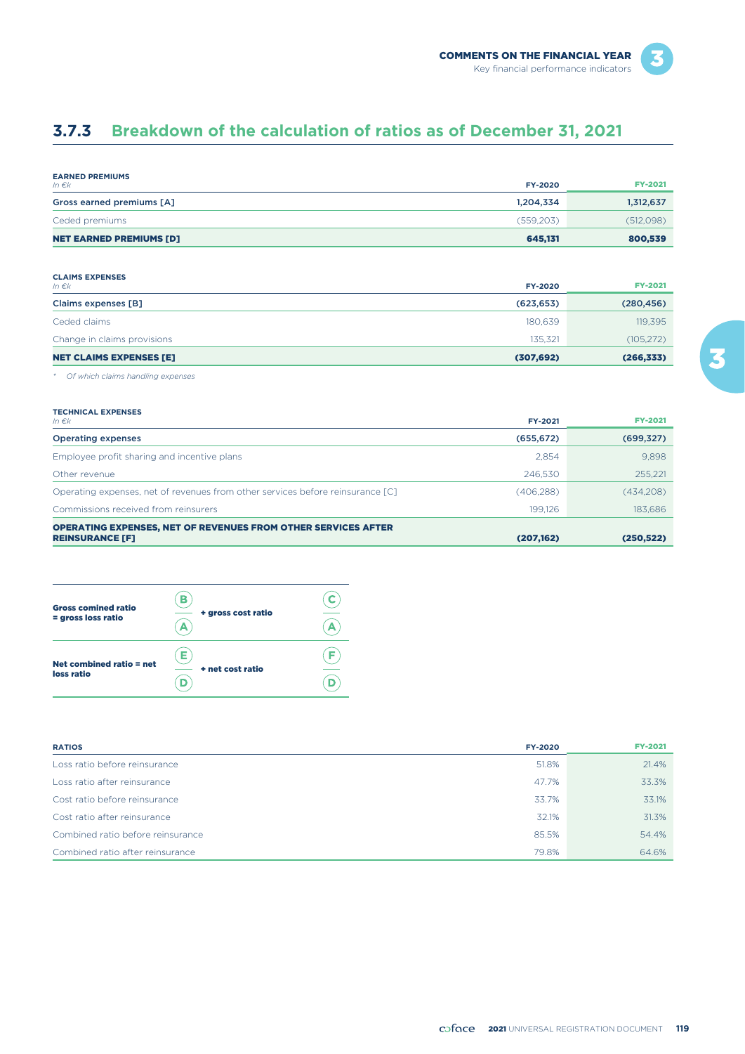## 3.7.3 Breakdown of the calculation of ratios as of December 31, 2021

| EARNED PREMIUMS *In €k* | FY-2020 | FY-2021 |
|---|---|---|
| Gross earned premiums [A] | 1,204,334 | 1,312,637 |
| Ceded premiums | (559,203) | (512,098) |
| **NET EARNED PREMIUMS [D]** | **645,131** | **800,539** |

| CLAIMS EXPENSES *In €k* | FY-2020 | FY-2021 |
|---|---|---|
| Claims expenses [B] | (623,653) | (280,456) |
| Ceded claims | 180,639 | 119,395 |
| Change in claims provisions | 135,321 | (105,272) |
| **NET CLAIMS EXPENSES [E]** | **(307,692)** | **(266,333)** |

\* *Of which claims handling expenses*

| TECHNICAL EXPENSES *In €k* | FY-2021 | FY-2021 |
|---|---|---|
| Operating expenses | (655,672) | (699,327) |
| Employee profit sharing and incentive plans | 2,854 | 9,898 |
| Other revenue | 246,530 | 255,221 |
| Operating expenses, net of revenues from other services before reinsurance [C] | (406,288) | (434,208) |
| Commissions received from reinsurers | 199,126 | 183,686 |
| **OPERATING EXPENSES, NET OF REVENUES FROM OTHER SERVICES AFTER REINSURANCE [F]** | **(207,162)** | **(250,522)** |

**Gross comined ratio = gross loss ratio** $\frac{B}{A}$ **+ gross cost ratio** $\frac{C}{A}$

**Net combined ratio = net loss ratio** $\frac{E}{D}$ **+ net cost ratio** $\frac{F}{D}$

| RATIOS | FY-2020 | FY-2021 |
|---|---|---|
| Loss ratio before reinsurance | 51.8% | 21.4% |
| Loss ratio after reinsurance | 47.7% | 33.3% |
| Cost ratio before reinsurance | 33.7% | 33.1% |
| Cost ratio after reinsurance | 32.1% | 31.3% |
| Combined ratio before reinsurance | 85.5% | 54.4% |
| Combined ratio after reinsurance | 79.8% | 64.6% |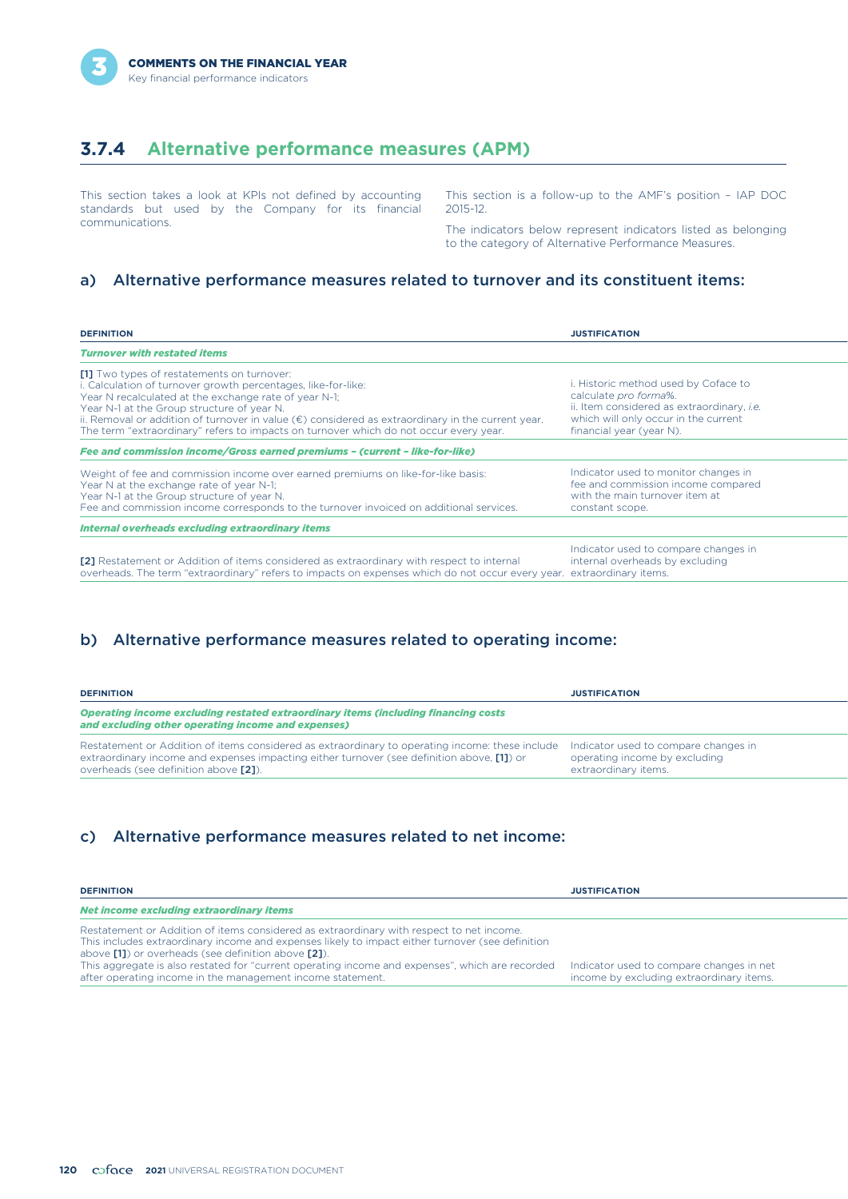## 3.7.4 Alternative performance measures (APM)

This section takes a look at KPIs not defined by accounting standards but used by the Company for its financial communications.

This section is a follow-up to the AMF's position – IAP DOC 2015-12.

The indicators below represent indicators listed as belonging to the category of Alternative Performance Measures.

### a) Alternative performance measures related to turnover and its constituent items:

| DEFINITION | JUSTIFICATION |
|---|---|
| ***Turnover with restated items*** | |
| **[1]** Two types of restatements on turnover:<br>i. Calculation of turnover growth percentages, like-for-like:<br>Year N recalculated at the exchange rate of year N-1;<br>Year N-1 at the Group structure of year N.<br>ii. Removal or addition of turnover in value (€) considered as extraordinary in the current year. The term "extraordinary" refers to impacts on turnover which do not occur every year. | i. Historic method used by Coface to calculate *pro forma*%.<br>ii. Item considered as extraordinary, *i.e.* which will only occur in the current financial year (year N). |
| ***Fee and commission income/Gross earned premiums – (current – like-for-like)*** | |
| Weight of fee and commission income over earned premiums on like-for-like basis:<br>Year N at the exchange rate of year N-1;<br>Year N-1 at the Group structure of year N.<br>Fee and commission income corresponds to the turnover invoiced on additional services. | Indicator used to monitor changes in fee and commission income compared with the main turnover item at constant scope. |
| ***Internal overheads excluding extraordinary items*** | |
| **[2]** Restatement or Addition of items considered as extraordinary with respect to internal overheads. The term "extraordinary" refers to impacts on expenses which do not occur every year. | Indicator used to compare changes in internal overheads by excluding extraordinary items. |

### b) Alternative performance measures related to operating income:

| DEFINITION | JUSTIFICATION |
|---|---|
| ***Operating income excluding restated extraordinary items (including financing costs and excluding other operating income and expenses)*** | |
| Restatement or Addition of items considered as extraordinary to operating income: these include extraordinary income and expenses impacting either turnover (see definition above, **[1]**) or overheads (see definition above **[2]**). | Indicator used to compare changes in operating income by excluding extraordinary items. |

### c) Alternative performance measures related to net income:

| DEFINITION | JUSTIFICATION |
|---|---|
| ***Net income excluding extraordinary items*** | |
| Restatement or Addition of items considered as extraordinary with respect to net income. This includes extraordinary income and expenses likely to impact either turnover (see definition above **[1]**) or overheads (see definition above **[2]**).<br>This aggregate is also restated for "current operating income and expenses", which are recorded after operating income in the management income statement. | Indicator used to compare changes in net income by excluding extraordinary items. |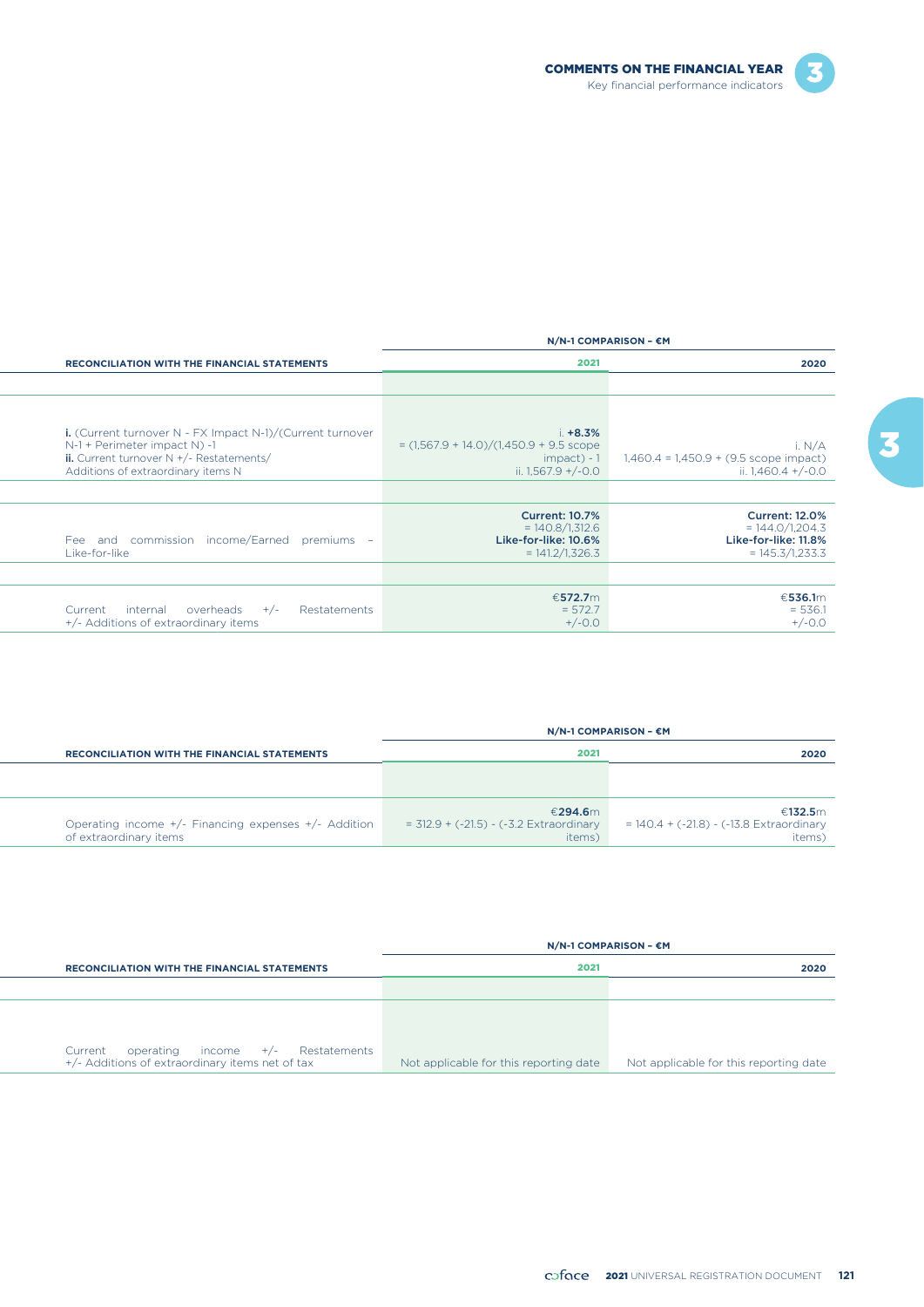| RECONCILIATION WITH THE FINANCIAL STATEMENTS | N/N-1 COMPARISON – €M | |
|---|---|---|
| | **2021** | **2020** |
| **i.** (Current turnover N - FX Impact N-1)/(Current turnover N-1 + Perimeter impact N) -1<br>**ii.** Current turnover N +/- Restatements/ Additions of extraordinary items N | i. **+8.3%**<br>= (1,567.9 + 14.0)/(1,450.9 + 9.5 scope impact) - 1<br>ii. 1,567.9 +/-0.0 | i. N/A<br>1,460.4 = 1,450.9 + (9.5 scope impact)<br>ii. 1,460.4 +/-0.0 |
| Fee and commission income/Earned premiums – Like-for-like | **Current: 10.7%**<br>= 140.8/1,312.6<br>**Like-for-like: 10.6%**<br>= 141.2/1,326.3 | **Current: 12.0%**<br>= 144.0/1,204.3<br>**Like-for-like: 11.8%**<br>= 145.3/1,233.3 |
| Current internal overheads +/- Restatements +/- Additions of extraordinary items | €**572.7**m<br>= 572.7<br>+/-0.0 | €**536.1**m<br>= 536.1<br>+/-0.0 |

| RECONCILIATION WITH THE FINANCIAL STATEMENTS | N/N-1 COMPARISON – €M | |
|---|---|---|
| | **2021** | **2020** |
| Operating income +/- Financing expenses +/- Addition of extraordinary items | €**294.6**m<br>= 312.9 + (-21.5) - (-3.2 Extraordinary items) | €**132.5**m<br>= 140.4 + (-21.8) - (-13.8 Extraordinary items) |

| RECONCILIATION WITH THE FINANCIAL STATEMENTS | N/N-1 COMPARISON – €M | |
|---|---|---|
| | **2021** | **2020** |
| Current operating income +/- Restatements +/- Additions of extraordinary items net of tax | Not applicable for this reporting date | Not applicable for this reporting date |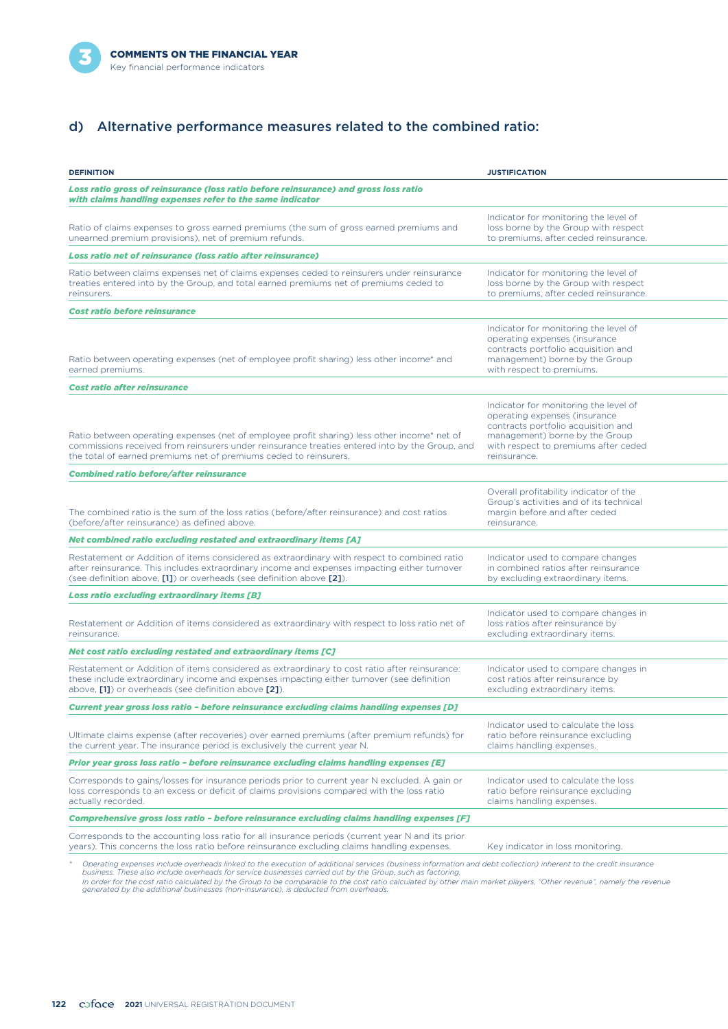## d) Alternative performance measures related to the combined ratio:

| DEFINITION | JUSTIFICATION |
|---|---|
| ***Loss ratio gross of reinsurance (loss ratio before reinsurance) and gross loss ratio with claims handling expenses refer to the same indicator*** | |
| Ratio of claims expenses to gross earned premiums (the sum of gross earned premiums and unearned premium provisions), net of premium refunds. | Indicator for monitoring the level of loss borne by the Group with respect to premiums, after ceded reinsurance. |
| ***Loss ratio net of reinsurance (loss ratio after reinsurance)*** | |
| Ratio between claims expenses net of claims expenses ceded to reinsurers under reinsurance treaties entered into by the Group, and total earned premiums net of premiums ceded to reinsurers. | Indicator for monitoring the level of loss borne by the Group with respect to premiums, after ceded reinsurance. |
| ***Cost ratio before reinsurance*** | |
| Ratio between operating expenses (net of employee profit sharing) less other income* and earned premiums. | Indicator for monitoring the level of operating expenses (insurance contracts portfolio acquisition and management) borne by the Group with respect to premiums. |
| ***Cost ratio after reinsurance*** | |
| Ratio between operating expenses (net of employee profit sharing) less other income* net of commissions received from reinsurers under reinsurance treaties entered into by the Group, and the total of earned premiums net of premiums ceded to reinsurers. | Indicator for monitoring the level of operating expenses (insurance contracts portfolio acquisition and management) borne by the Group with respect to premiums after ceded reinsurance. |
| ***Combined ratio before/after reinsurance*** | |
| The combined ratio is the sum of the loss ratios (before/after reinsurance) and cost ratios (before/after reinsurance) as defined above. | Overall profitability indicator of the Group's activities and of its technical margin before and after ceded reinsurance. |
| ***Net combined ratio excluding restated and extraordinary items [A]*** | |
| Restatement or Addition of items considered as extraordinary with respect to combined ratio after reinsurance. This includes extraordinary income and expenses impacting either turnover (see definition above, **[1]**) or overheads (see definition above **[2]**). | Indicator used to compare changes in combined ratios after reinsurance by excluding extraordinary items. |
| ***Loss ratio excluding extraordinary items [B]*** | |
| Restatement or Addition of items considered as extraordinary with respect to loss ratio net of reinsurance. | Indicator used to compare changes in loss ratios after reinsurance by excluding extraordinary items. |
| ***Net cost ratio excluding restated and extraordinary items [C]*** | |
| Restatement or Addition of items considered as extraordinary to cost ratio after reinsurance: these include extraordinary income and expenses impacting either turnover (see definition above, **[1]**) or overheads (see definition above **[2]**). | Indicator used to compare changes in cost ratios after reinsurance by excluding extraordinary items. |
| ***Current year gross loss ratio – before reinsurance excluding claims handling expenses [D]*** | |
| Ultimate claims expense (after recoveries) over earned premiums (after premium refunds) for the current year. The insurance period is exclusively the current year N. | Indicator used to calculate the loss ratio before reinsurance excluding claims handling expenses. |
| ***Prior year gross loss ratio – before reinsurance excluding claims handling expenses [E]*** | |
| Corresponds to gains/losses for insurance periods prior to current year N excluded. A gain or loss corresponds to an excess or deficit of claims provisions compared with the loss ratio actually recorded. | Indicator used to calculate the loss ratio before reinsurance excluding claims handling expenses. |
| ***Comprehensive gross loss ratio – before reinsurance excluding claims handling expenses [F]*** | |
| Corresponds to the accounting loss ratio for all insurance periods (current year N and its prior years). This concerns the loss ratio before reinsurance excluding claims handling expenses. | Key indicator in loss monitoring. |

\* *Operating expenses include overheads linked to the execution of additional services (business information and debt collection) inherent to the credit insurance business. These also include overheads for service businesses carried out by the Group, such as factoring.*
*In order for the cost ratio calculated by the Group to be comparable to the cost ratio calculated by other main market players, "Other revenue", namely the revenue generated by the additional businesses (non-insurance), is deducted from overheads.*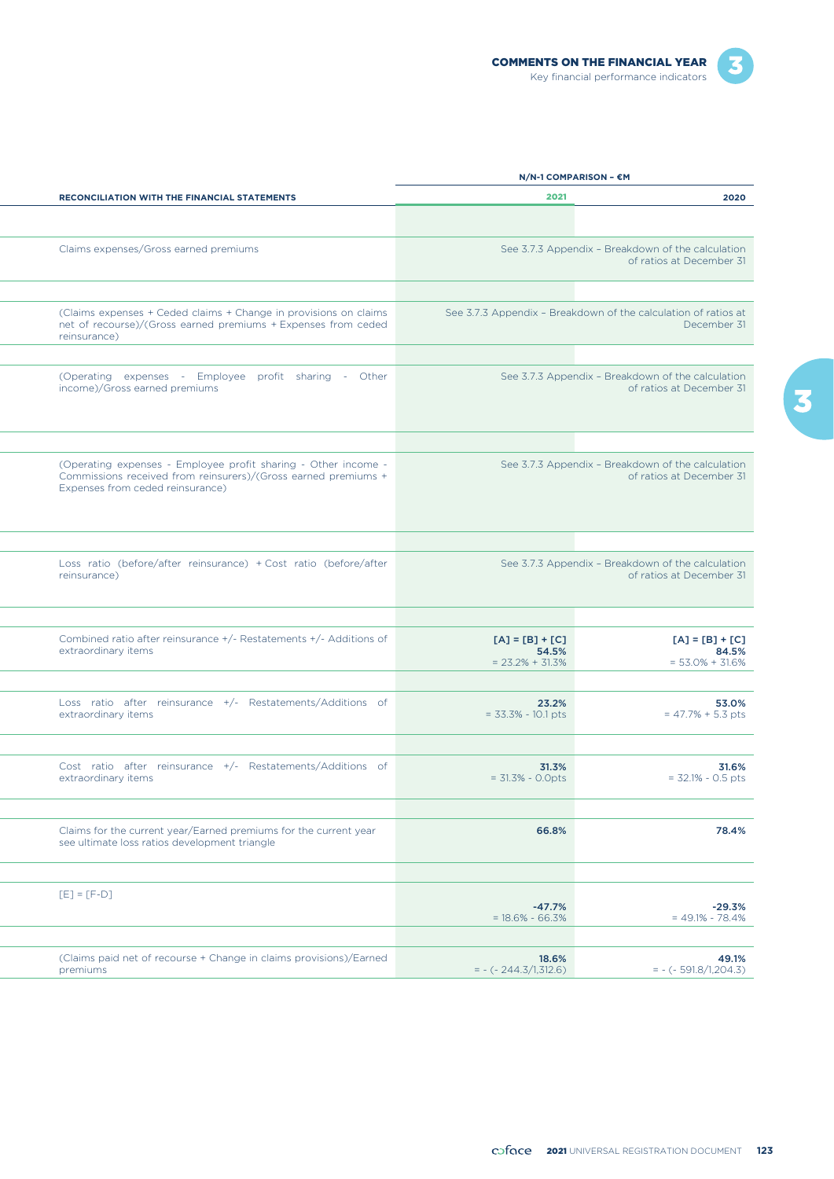| RECONCILIATION WITH THE FINANCIAL STATEMENTS | N/N-1 COMPARISON – €M | |
|---|---|---|
| | 2021 | 2020 |
| Claims expenses/Gross earned premiums | See 3.7.3 Appendix – Breakdown of the calculation of ratios at December 31 | |
| (Claims expenses + Ceded claims + Change in provisions on claims net of recourse)/(Gross earned premiums + Expenses from ceded reinsurance) | See 3.7.3 Appendix – Breakdown of the calculation of ratios at December 31 | |
| (Operating expenses - Employee profit sharing - Other income)/Gross earned premiums | See 3.7.3 Appendix – Breakdown of the calculation of ratios at December 31 | |
| (Operating expenses - Employee profit sharing - Other income - Commissions received from reinsurers)/(Gross earned premiums + Expenses from ceded reinsurance) | See 3.7.3 Appendix – Breakdown of the calculation of ratios at December 31 | |
| Loss ratio (before/after reinsurance) + Cost ratio (before/after reinsurance) | See 3.7.3 Appendix – Breakdown of the calculation of ratios at December 31 | |
| Combined ratio after reinsurance +/- Restatements +/- Additions of extraordinary items | [A] = [B] + [C]<br>**54.5%**<br>= 23.2% + 31.3% | [A] = [B] + [C]<br>**84.5%**<br>= 53.0% + 31.6% |
| Loss ratio after reinsurance +/- Restatements/Additions of extraordinary items | **23.2%**<br>= 33.3% - 10.1 pts | **53.0%**<br>= 47.7% + 5.3 pts |
| Cost ratio after reinsurance +/- Restatements/Additions of extraordinary items | **31.3%**<br>= 31.3% - 0.0pts | **31.6%**<br>= 32.1% - 0.5 pts |
| Claims for the current year/Earned premiums for the current year see ultimate loss ratios development triangle | **66.8%** | **78.4%** |
| [E] = [F-D] | **-47.7%**<br>= 18.6% - 66.3% | **-29.3%**<br>= 49.1% - 78.4% |
| (Claims paid net of recourse + Change in claims provisions)/Earned premiums | **18.6%**<br>= - (- 244.3/1,312.6) | **49.1%**<br>= - (- 591.8/1,204.3) |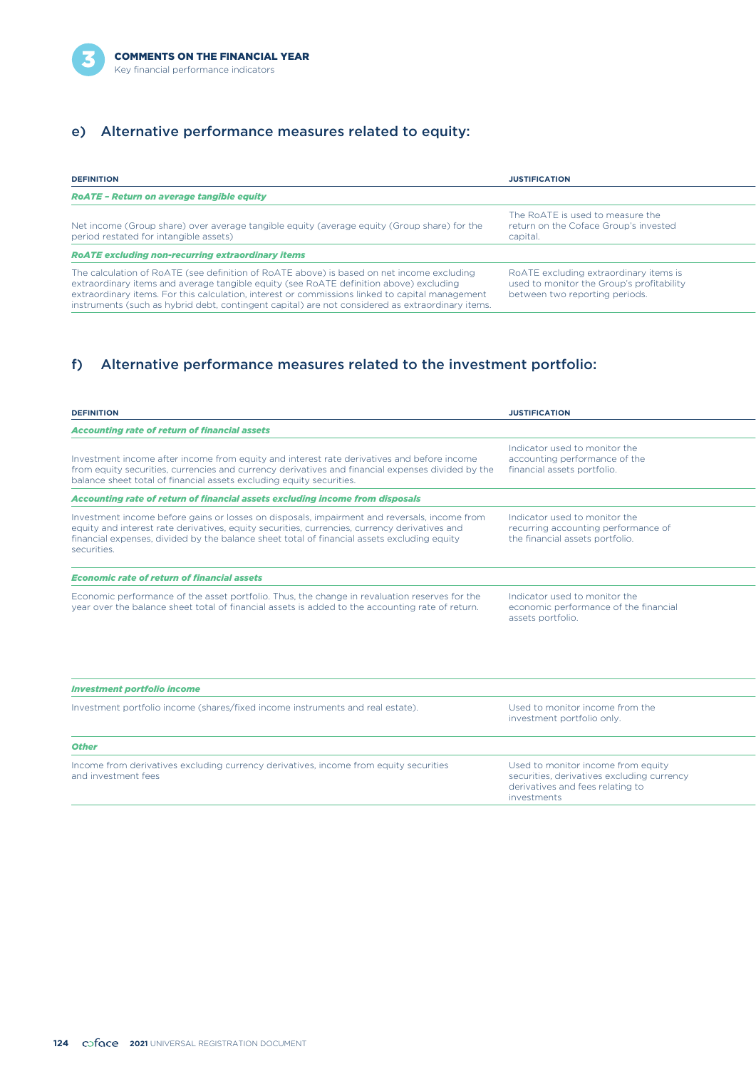## e) Alternative performance measures related to equity:

| DEFINITION | JUSTIFICATION |
|---|---|
| ***RoATE – Return on average tangible equity*** | |
| Net income (Group share) over average tangible equity (average equity (Group share) for the period restated for intangible assets) | The RoATE is used to measure the return on the Coface Group's invested capital. |
| ***RoATE excluding non-recurring extraordinary items*** | |
| The calculation of RoATE (see definition of RoATE above) is based on net income excluding extraordinary items and average tangible equity (see RoATE definition above) excluding extraordinary items. For this calculation, interest or commissions linked to capital management instruments (such as hybrid debt, contingent capital) are not considered as extraordinary items. | RoATE excluding extraordinary items is used to monitor the Group's profitability between two reporting periods. |

## f) Alternative performance measures related to the investment portfolio:

| DEFINITION | JUSTIFICATION |
|---|---|
| ***Accounting rate of return of financial assets*** | |
| Investment income after income from equity and interest rate derivatives and before income from equity securities, currencies and currency derivatives and financial expenses divided by the balance sheet total of financial assets excluding equity securities. | Indicator used to monitor the accounting performance of the financial assets portfolio. |
| ***Accounting rate of return of financial assets excluding income from disposals*** | |
| Investment income before gains or losses on disposals, impairment and reversals, income from equity and interest rate derivatives, equity securities, currencies, currency derivatives and financial expenses, divided by the balance sheet total of financial assets excluding equity securities. | Indicator used to monitor the recurring accounting performance of the financial assets portfolio. |
| ***Economic rate of return of financial assets*** | |
| Economic performance of the asset portfolio. Thus, the change in revaluation reserves for the year over the balance sheet total of financial assets is added to the accounting rate of return. | Indicator used to monitor the economic performance of the financial assets portfolio. |
| ***Investment portfolio income*** | |
| Investment portfolio income (shares/fixed income instruments and real estate). | Used to monitor income from the investment portfolio only. |
| ***Other*** | |
| Income from derivatives excluding currency derivatives, income from equity securities and investment fees | Used to monitor income from equity securities, derivatives excluding currency derivatives and fees relating to investments |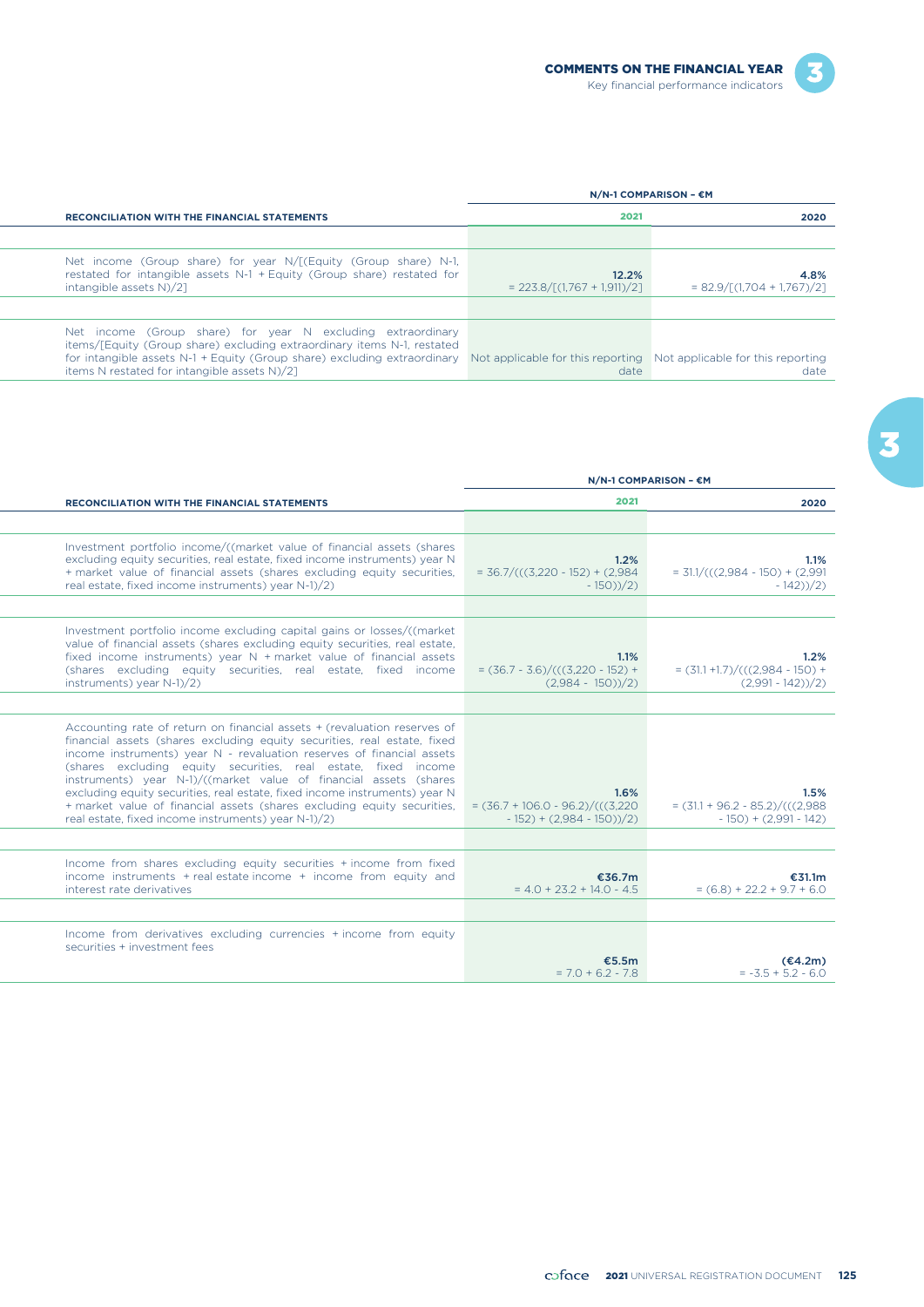| RECONCILIATION WITH THE FINANCIAL STATEMENTS | N/N-1 COMPARISON – €M | |
|---|---|---|
| | 2021 | 2020 |
| Net income (Group share) for year N/[(Equity (Group share) N-1, restated for intangible assets N-1 + Equity (Group share) restated for intangible assets N)/2] | **12.2%**<br>= 223.8/[(1,767 + 1,911)/2] | **4.8%**<br>= 82.9/[(1,704 + 1,767)/2] |
| Net income (Group share) for year N excluding extraordinary items/[Equity (Group share) excluding extraordinary items N-1, restated for intangible assets N-1 + Equity (Group share) excluding extraordinary items N restated for intangible assets N)/2] | Not applicable for this reporting date | Not applicable for this reporting date |

| RECONCILIATION WITH THE FINANCIAL STATEMENTS | N/N-1 COMPARISON – €M | |
|---|---|---|
| | 2021 | 2020 |
| Investment portfolio income/((market value of financial assets (shares excluding equity securities, real estate, fixed income instruments) year N + market value of financial assets (shares excluding equity securities, real estate, fixed income instruments) year N-1)/2) | **1.2%**<br>= 36.7/(((3,220 - 152) + (2,984 - 150))/2) | **1.1%**<br>= 31.1/(((2,984 - 150) + (2,991 - 142))/2) |
| Investment portfolio income excluding capital gains or losses/((market value of financial assets (shares excluding equity securities, real estate, fixed income instruments) year N + market value of financial assets (shares excluding equity securities, real estate, fixed income instruments) year N-1)/2) | **1.1%**<br>= (36.7 - 3.6)/(((3,220 - 152) + (2,984 - 150))/2) | **1.2%**<br>= (31.1 +1.7)/(((2,984 - 150) + (2,991 - 142))/2) |
| Accounting rate of return on financial assets + (revaluation reserves of financial assets (shares excluding equity securities, real estate, fixed income instruments) year N - revaluation reserves of financial assets (shares excluding equity securities, real estate, fixed income instruments) year N-1)/((market value of financial assets (shares excluding equity securities, real estate, fixed income instruments) year N + market value of financial assets (shares excluding equity securities, real estate, fixed income instruments) year N-1)/2) | **1.6%**<br>= (36.7 + 106.0 - 96.2)/(((3,220 - 152) + (2,984 - 150))/2) | **1.5%**<br>= (31.1 + 96.2 - 85.2)/(((2,988 - 150) + (2,991 - 142) |
| Income from shares excluding equity securities + income from fixed income instruments + real estate income + income from equity and interest rate derivatives | **€36.7m**<br>= 4.0 + 23.2 + 14.0 - 4.5 | **€31.1m**<br>= (6.8) + 22.2 + 9.7 + 6.0 |
| Income from derivatives excluding currencies + income from equity securities + investment fees | **€5.5m**<br>= 7.0 + 6.2 - 7.8 | **(€4.2m)**<br>= -3.5 + 5.2 - 6.0 |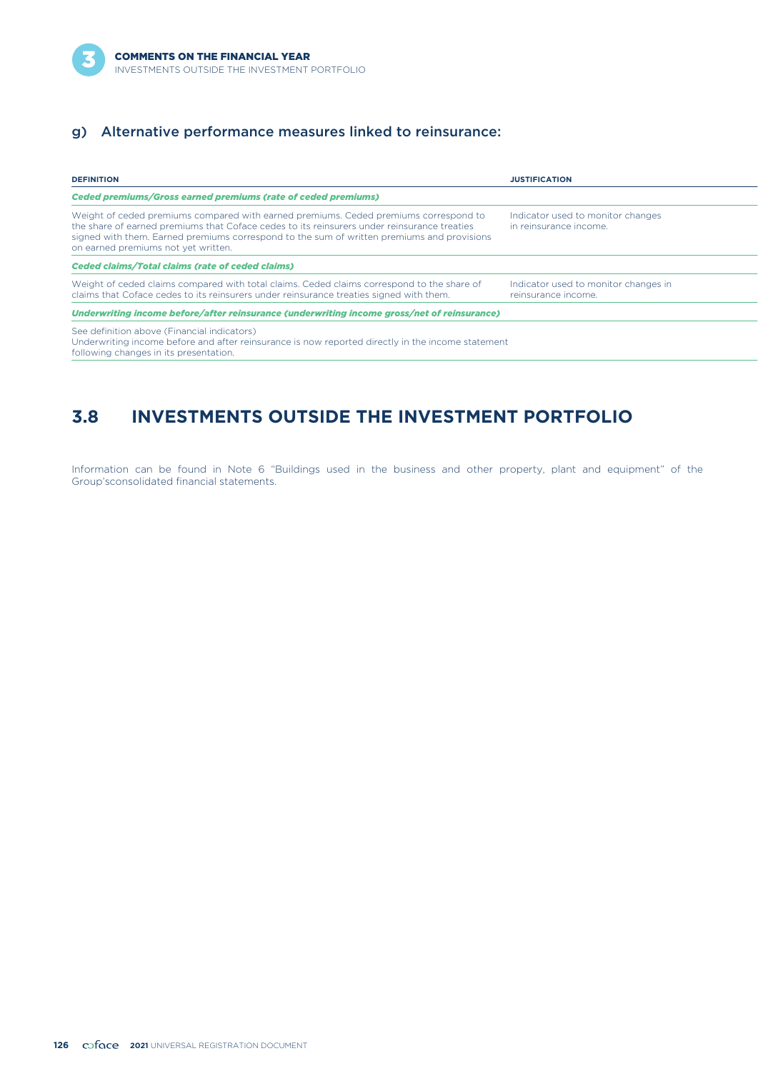### g) Alternative performance measures linked to reinsurance:

| DEFINITION | JUSTIFICATION |
| --- | --- |
| ***Ceded premiums/Gross earned premiums (rate of ceded premiums)*** | |
| Weight of ceded premiums compared with earned premiums. Ceded premiums correspond to the share of earned premiums that Coface cedes to its reinsurers under reinsurance treaties signed with them. Earned premiums correspond to the sum of written premiums and provisions on earned premiums not yet written. | Indicator used to monitor changes in reinsurance income. |
| ***Ceded claims/Total claims (rate of ceded claims)*** | |
| Weight of ceded claims compared with total claims. Ceded claims correspond to the share of claims that Coface cedes to its reinsurers under reinsurance treaties signed with them. | Indicator used to monitor changes in reinsurance income. |
| ***Underwriting income before/after reinsurance (underwriting income gross/net of reinsurance)*** | |
| See definition above (Financial indicators)<br>Underwriting income before and after reinsurance is now reported directly in the income statement following changes in its presentation. | |

## 3.8 INVESTMENTS OUTSIDE THE INVESTMENT PORTFOLIO

Information can be found in Note 6 "Buildings used in the business and other property, plant and equipment" of the Group'sconsolidated financial statements.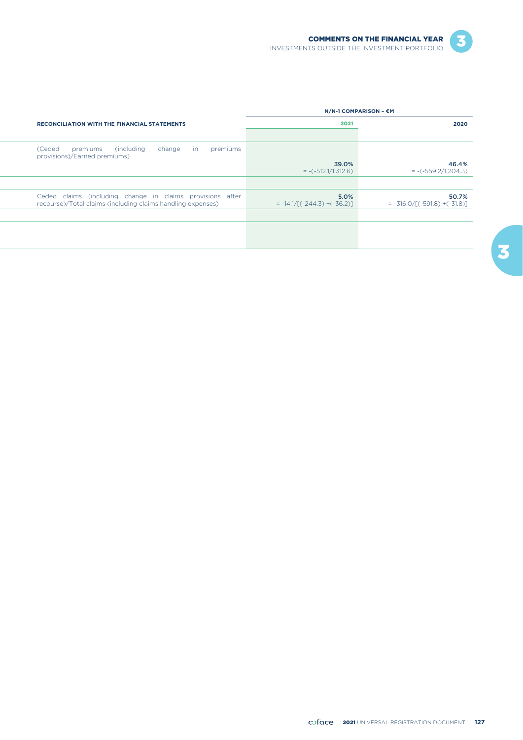| RECONCILIATION WITH THE FINANCIAL STATEMENTS | N/N-1 COMPARISON – €M | |
|---|---|---|
| | 2021 | 2020 |
| | | |
| (Ceded premiums (including change in premiums provisions)/Earned premiums) | 39.0%<br>= -(-512.1/1,312.6) | 46.4%<br>= -(-559.2/1,204.3) |
| | | |
| Ceded claims (including change in claims provisions after recourse)/Total claims (including claims handling expenses) | 5.0%<br>= -14.1/[(-244.3) +(-36.2)] | 50.7%<br>= -316.0/[(-591.8) +(-31.8)] |
| | | |